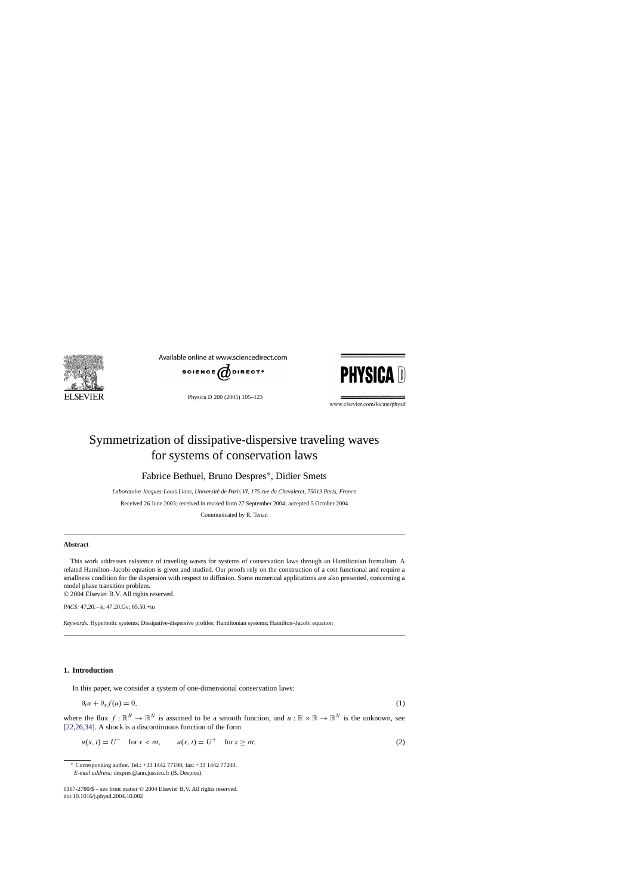# Symmetrization of dissipative-dispersive traveling waves for systems of conservation laws

Fabrice Bethuel, Bruno Despres*, Didier Smets

*Laboratoire Jacques-Louis Lions, Université de Paris VI, 175 rue du Chevaleret, 75013 Paris, France*

Received 26 June 2003; received in revised form 27 September 2004; accepted 5 October 2004

Communicated by R. Tenan

## Abstract

This work addresses existence of traveling waves for systems of conservation laws through an Hamiltonian formalism. A related Hamilton–Jacobi equation is given and studied. Our proofs rely on the construction of a cost functional and require a smallness condition for the dispersion with respect to diffusion. Some numerical applications are also presented, concerning a model phase transition problem.

© 2004 Elsevier B.V. All rights reserved.

*PACS:* 47.20.−k; 47.20.Gv; 65.50.+m

*Keywords:* Hyperbolic systems; Dissipative-dispersive profiles; Hamiltonian systems; Hamilton–Jacobi equation

## 1. Introduction

In this paper, we consider a system of one-dimensional conservation laws:

$$\partial_t u + \partial_x f(u) = 0, \tag{1}$$

where the flux $f : \mathbb{R}^N \to \mathbb{R}^N$ is assumed to be a smooth function, and $u : \mathbb{R} \times \mathbb{R} \to \mathbb{R}^N$ is the unknown, see [22,26,34]. A shock is a discontinuous function of the form

$$u(x, t) = U^- \quad \text{for } x < \sigma t, \qquad u(x, t) = U^+ \quad \text{for } x \geq \sigma t, \tag{2}$$

* Corresponding author. Tel.: +33 1442 77198; fax: +33 1442 77200.
*E-mail address:* despres@ann.jussieu.fr (B. Despres).

0167-2780/$ – see front matter © 2004 Elsevier B.V. All rights reserved.
doi:10.1016/j.physd.2004.10.002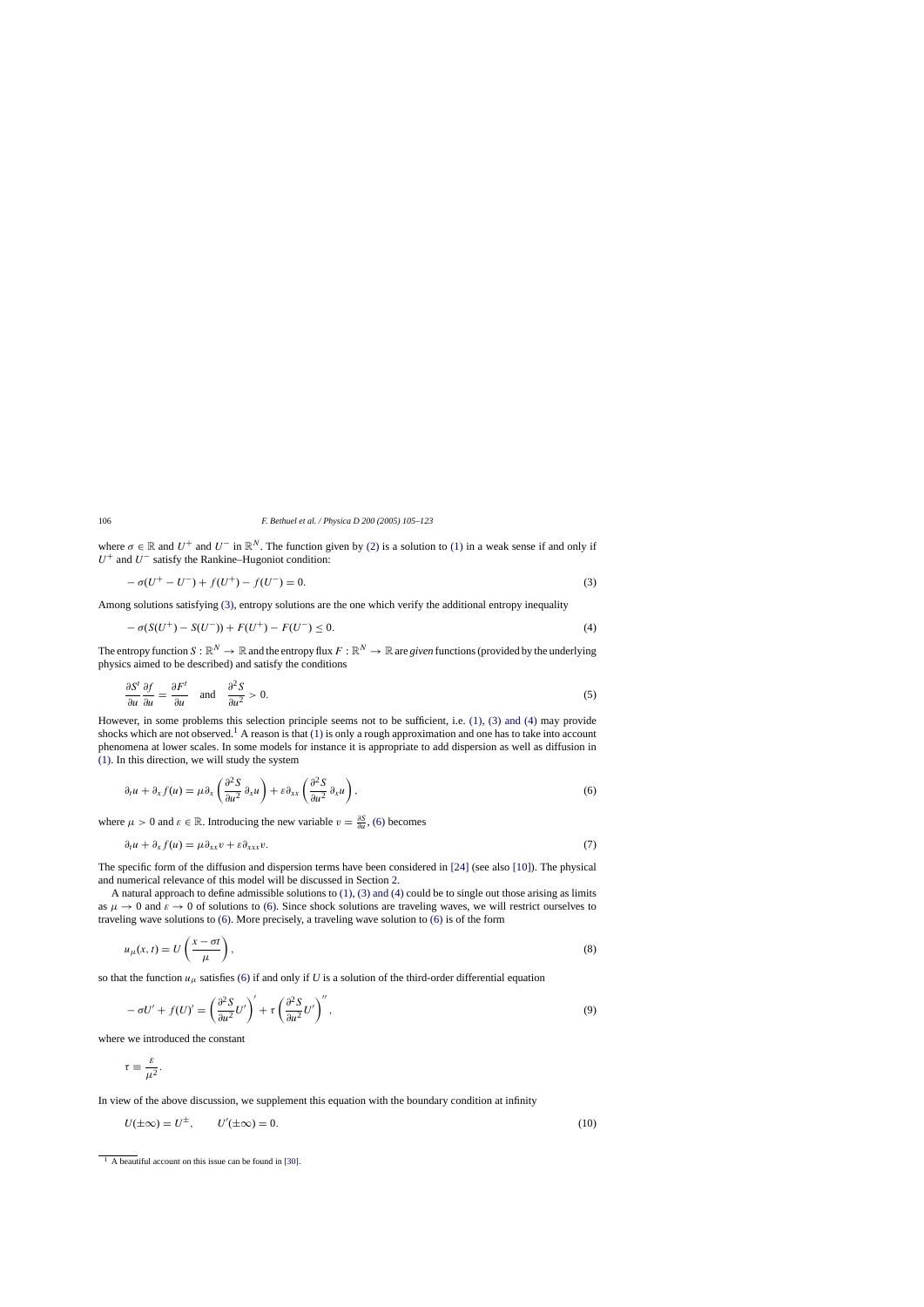where $\sigma \in \mathbb{R}$ and $U^+$ and $U^-$ in $\mathbb{R}^N$. The function given by (2) is a solution to (1) in a weak sense if and only if $U^+$ and $U^-$ satisfy the Rankine–Hugoniot condition:

$$-\sigma(U^+ - U^-) + f(U^+) - f(U^-) = 0. \tag{3}$$

Among solutions satisfying (3), entropy solutions are the one which verify the additional entropy inequality

$$-\sigma(S(U^+) - S(U^-)) + F(U^+) - F(U^-) \leq 0. \tag{4}$$

The entropy function $S : \mathbb{R}^N \to \mathbb{R}$ and the entropy flux $F : \mathbb{R}^N \to \mathbb{R}$ are *given* functions (provided by the underlying physics aimed to be described) and satisfy the conditions

$$\frac{\partial S^t}{\partial u}\frac{\partial f}{\partial u} = \frac{\partial F^t}{\partial u} \quad \text{and} \quad \frac{\partial^2 S}{\partial u^2} > 0. \tag{5}$$

However, in some problems this selection principle seems not to be sufficient, i.e. (1), (3) and (4) may provide shocks which are not observed.[1] A reason is that (1) is only a rough approximation and one has to take into account phenomena at lower scales. In some models for instance it is appropriate to add dispersion as well as diffusion in (1). In this direction, we will study the system

$$\partial_t u + \partial_x f(u) = \mu \partial_x \left( \frac{\partial^2 S}{\partial u^2} \, \partial_x u \right) + \varepsilon \partial_{xx} \left( \frac{\partial^2 S}{\partial u^2} \, \partial_x u \right), \tag{6}$$

where $\mu > 0$ and $\varepsilon \in \mathbb{R}$. Introducing the new variable $v = \frac{\partial S}{\partial u}$, (6) becomes

$$\partial_t u + \partial_x f(u) = \mu \partial_{xx} v + \varepsilon \partial_{xxx} v. \tag{7}$$

The specific form of the diffusion and dispersion terms have been considered in [24] (see also [10]). The physical and numerical relevance of this model will be discussed in Section 2.

A natural approach to define admissible solutions to (1), (3) and (4) could be to single out those arising as limits as $\mu \to 0$ and $\varepsilon \to 0$ of solutions to (6). Since shock solutions are traveling waves, we will restrict ourselves to traveling wave solutions to (6). More precisely, a traveling wave solution to (6) is of the form

$$u_\mu(x, t) = U\left( \frac{x - \sigma t}{\mu} \right), \tag{8}$$

so that the function $u_\mu$ satisfies (6) if and only if $U$ is a solution of the third-order differential equation

$$-\sigma U' + f(U)' = \left( \frac{\partial^2 S}{\partial u^2} U' \right)' + \tau \left( \frac{\partial^2 S}{\partial u^2} U' \right)'', \tag{9}$$

where we introduced the constant

$$\tau \equiv \frac{\varepsilon}{\mu^2}.$$

In view of the above discussion, we supplement this equation with the boundary condition at infinity

$$U(\pm\infty) = U^\pm, \qquad U'(\pm\infty) = 0. \tag{10}$$

[1] A beautiful account on this issue can be found in [30].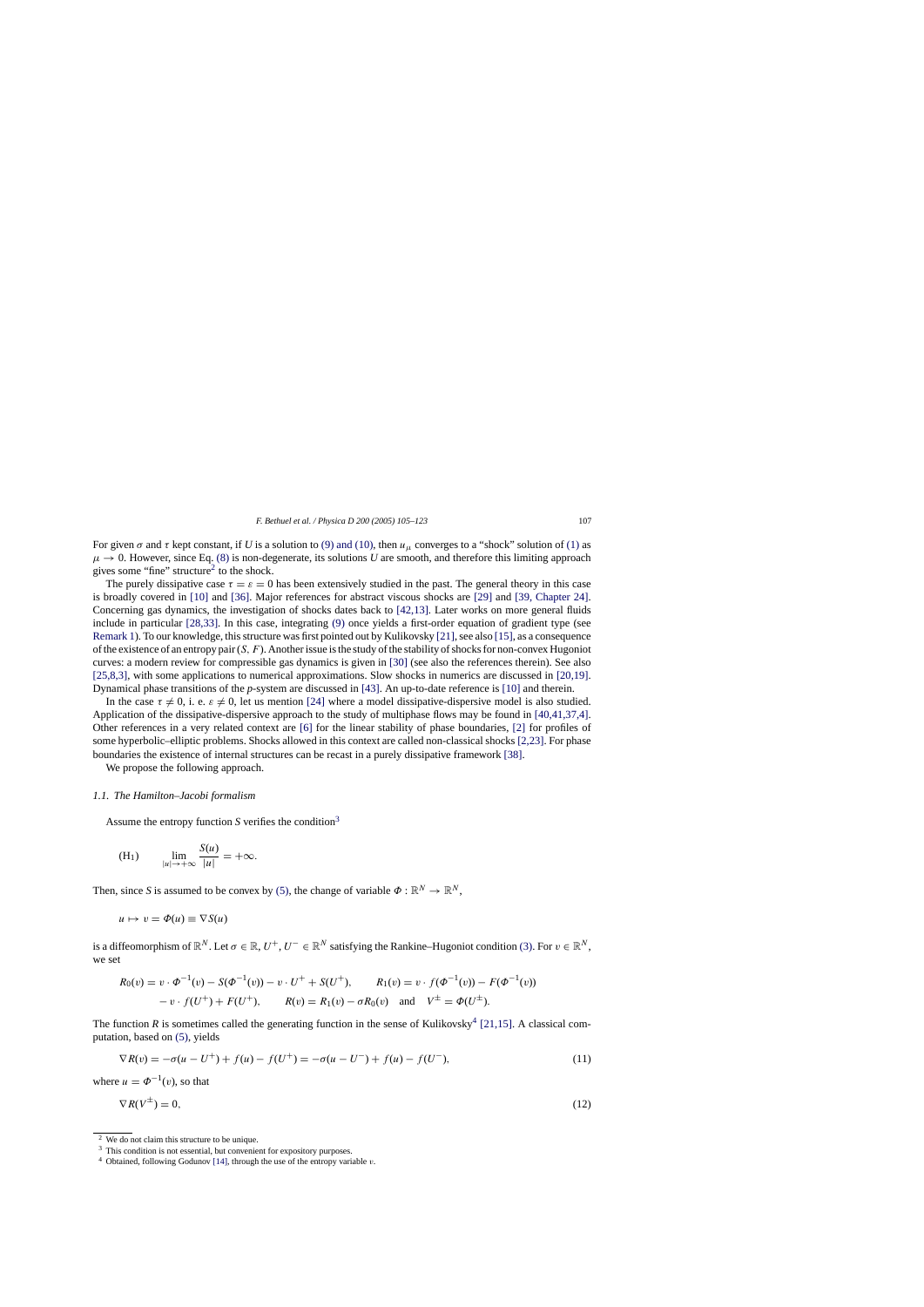For given $\sigma$ and $\tau$ kept constant, if $U$ is a solution to (9) and (10), then $u_\mu$ converges to a "shock" solution of (1) as $\mu \to 0$. However, since Eq. (8) is non-degenerate, its solutions $U$ are smooth, and therefore this limiting approach gives some "fine" structure[2] to the shock.

The purely dissipative case $\tau = \varepsilon = 0$ has been extensively studied in the past. The general theory in this case is broadly covered in [10] and [36]. Major references for abstract viscous shocks are [29] and [39, Chapter 24]. Concerning gas dynamics, the investigation of shocks dates back to [42,13]. Later works on more general fluids include in particular [28,33]. In this case, integrating (9) once yields a first-order equation of gradient type (see Remark 1). To our knowledge, this structure was first pointed out by Kulikovsky [21], see also [15], as a consequence of the existence of an entropy pair $(S, F)$. Another issue is the study of the stability of shocks for non-convex Hugoniot curves: a modern review for compressible gas dynamics is given in [30] (see also the references therein). See also [25,8,3], with some applications to numerical approximations. Slow shocks in numerics are discussed in [20,19]. Dynamical phase transitions of the $p$-system are discussed in [43]. An up-to-date reference is [10] and therein.

In the case $\tau \neq 0$, i. e. $\varepsilon \neq 0$, let us mention [24] where a model dissipative-dispersive model is also studied. Application of the dissipative-dispersive approach to the study of multiphase flows may be found in [40,41,37,4]. Other references in a very related context are [6] for the linear stability of phase boundaries, [2] for profiles of some hyperbolic–elliptic problems. Shocks allowed in this context are called non-classical shocks [2,23]. For phase boundaries the existence of internal structures can be recast in a purely dissipative framework [38].

We propose the following approach.

### 1.1. The Hamilton–Jacobi formalism

Assume the entropy function $S$ verifies the condition[3]

$$(\mathrm{H}_1) \qquad \lim_{|u|\to+\infty} \frac{S(u)}{|u|} = +\infty.$$

Then, since $S$ is assumed to be convex by (5), the change of variable $\Phi : \mathbb{R}^N \to \mathbb{R}^N$,

$$u \mapsto v = \Phi(u) \equiv \nabla S(u)$$

is a diffeomorphism of $\mathbb{R}^N$. Let $\sigma \in \mathbb{R}$, $U^+, U^- \in \mathbb{R}^N$ satisfying the Rankine–Hugoniot condition (3). For $v \in \mathbb{R}^N$, we set

$$R_0(v) = v \cdot \Phi^{-1}(v) - S(\Phi^{-1}(v)) - v \cdot U^+ + S(U^+), \qquad R_1(v) = v \cdot f(\Phi^{-1}(v)) - F(\Phi^{-1}(v)) \\ - v \cdot f(U^+) + F(U^+), \qquad R(v) = R_1(v) - \sigma R_0(v) \quad \text{and} \quad V^{\pm} = \Phi(U^{\pm}).$$

The function $R$ is sometimes called the generating function in the sense of Kulikovsky[4] [21,15]. A classical computation, based on (5), yields

$$\nabla R(v) = -\sigma(u - U^+) + f(u) - f(U^+) = -\sigma(u - U^-) + f(u) - f(U^-), \tag{11}$$

where $u = \Phi^{-1}(v)$, so that

$$\nabla R(V^{\pm}) = 0, \tag{12}$$

---

[2] We do not claim this structure to be unique.

[3] This condition is not essential, but convenient for expository purposes.

[4] Obtained, following Godunov [14], through the use of the entropy variable $v$.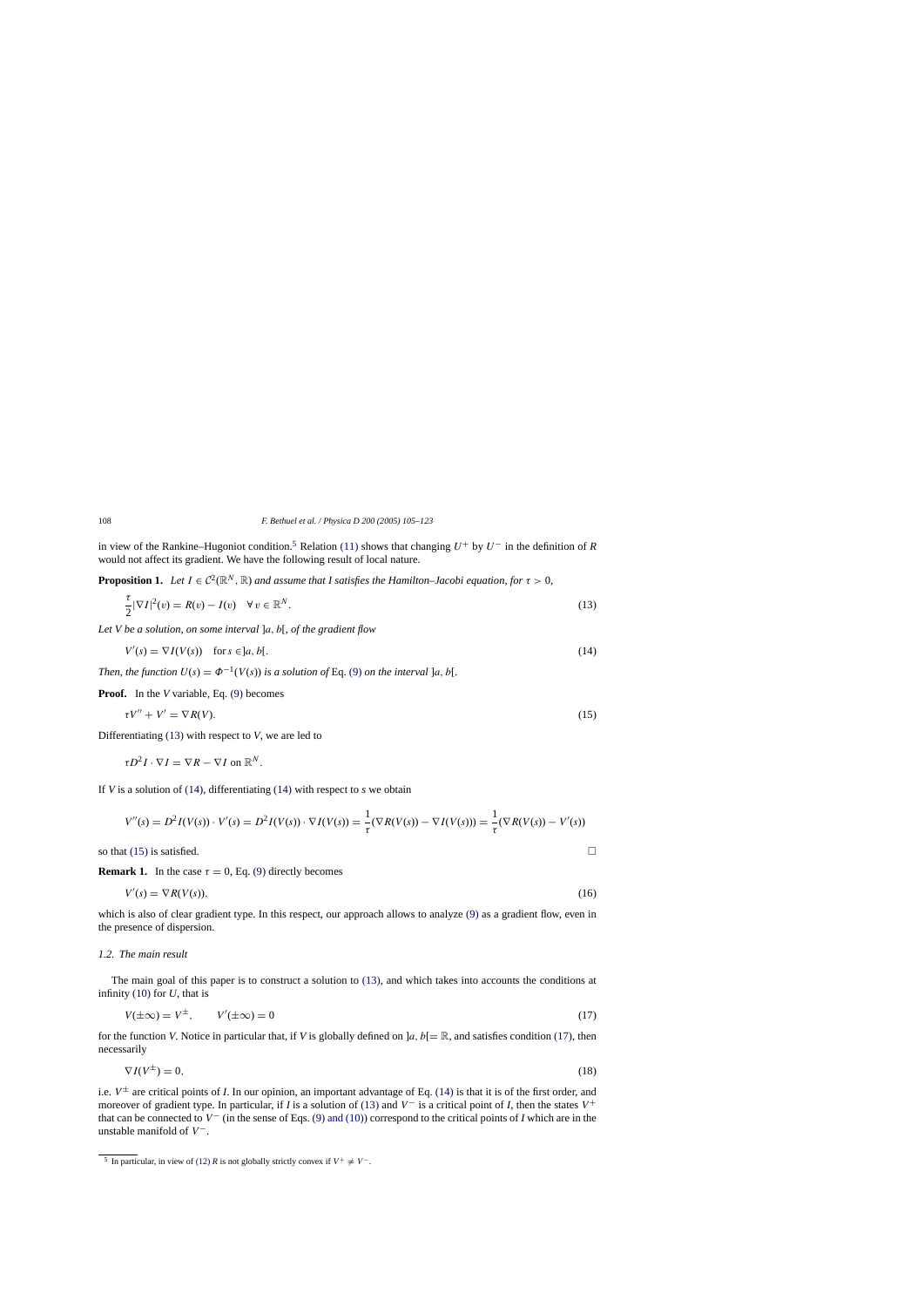in view of the Rankine–Hugoniot condition.[5] Relation (11) shows that changing $U^+$ by $U^-$ in the definition of $R$ would not affect its gradient. We have the following result of local nature.

**Proposition 1.** *Let $I \in \mathcal{C}^2(\mathbb{R}^N, \mathbb{R})$ and assume that $I$ satisfies the Hamilton–Jacobi equation, for $\tau > 0$,*

$$\frac{\tau}{2}|\nabla I|^2(v) = R(v) - I(v) \quad \forall\, v \in \mathbb{R}^N. \tag{13}$$

*Let $V$ be a solution, on some interval $]a, b[$, of the gradient flow*

$$V'(s) = \nabla I(V(s)) \quad \text{for } s \in ]a, b[. \tag{14}$$

*Then, the function $U(s) = \Phi^{-1}(V(s))$ is a solution of* Eq. (9) *on the interval $]a, b[$.*

**Proof.** In the $V$ variable, Eq. (9) becomes

$$\tau V'' + V' = \nabla R(V). \tag{15}$$

Differentiating (13) with respect to $V$, we are led to

$$\tau D^2 I \cdot \nabla I = \nabla R - \nabla I \text{ on } \mathbb{R}^N.$$

If $V$ is a solution of (14), differentiating (14) with respect to $s$ we obtain

$$V''(s) = D^2 I(V(s)) \cdot V'(s) = D^2 I(V(s)) \cdot \nabla I(V(s)) = \frac{1}{\tau}(\nabla R(V(s)) - \nabla I(V(s))) = \frac{1}{\tau}(\nabla R(V(s)) - V'(s))$$

so that (15) is satisfied. □

**Remark 1.** In the case $\tau = 0$, Eq. (9) directly becomes

$$V'(s) = \nabla R(V(s)), \tag{16}$$

which is also of clear gradient type. In this respect, our approach allows to analyze (9) as a gradient flow, even in the presence of dispersion.

### 1.2. The main result

The main goal of this paper is to construct a solution to (13), and which takes into accounts the conditions at infinity (10) for $U$, that is

$$V(\pm\infty) = V^{\pm}, \qquad V'(\pm\infty) = 0 \tag{17}$$

for the function $V$. Notice in particular that, if $V$ is globally defined on $]a, b[= \mathbb{R}$, and satisfies condition (17), then necessarily

$$\nabla I(V^{\pm}) = 0, \tag{18}$$

i.e. $V^{\pm}$ are critical points of $I$. In our opinion, an important advantage of Eq. (14) is that it is of the first order, and moreover of gradient type. In particular, if $I$ is a solution of (13) and $V^-$ is a critical point of $I$, then the states $V^+$ that can be connected to $V^-$ (in the sense of Eqs. (9) and (10)) correspond to the critical points of $I$ which are in the unstable manifold of $V^-$.

[5] In particular, in view of (12) $R$ is not globally strictly convex if $V^+ \neq V^-$.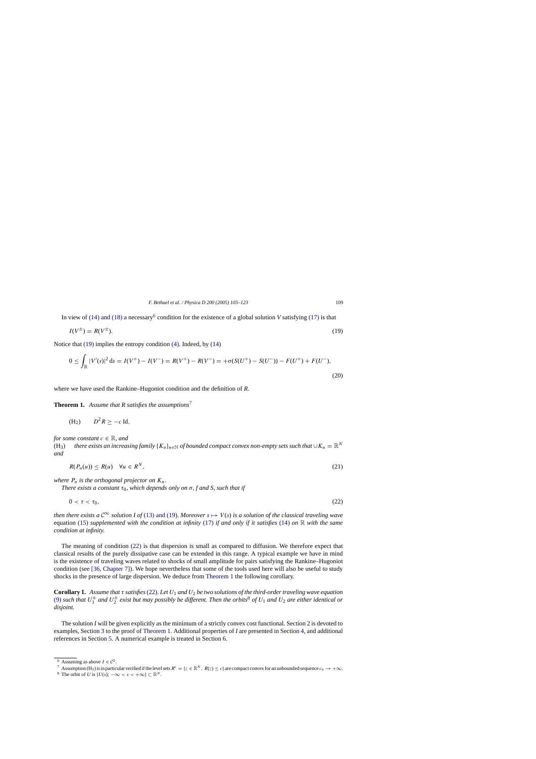In view of (14) and (18) a necessary[6] condition for the existence of a global solution $V$ satisfying (17) is that

$$I(V^{\pm}) = R(V^{\pm}). \tag{19}$$

Notice that (19) implies the entropy condition (4). Indeed, by (14)

$$0 \leq \int_{\mathbb{R}} |V'(s)|^2 \,\mathrm{d}s = I(V^+) - I(V^-) = R(V^+) - R(V^-) = +\sigma(S(U^+) - S(U^-)) - F(U^+) + F(U^-), \tag{20}$$

where we have used the Rankine–Hugoniot condition and the definition of $R$.

**Theorem 1.** *Assume that $R$ satisfies the assumptions*[7]

$$(\mathrm{H}_2) \qquad D^2 R \geq -c\,\mathrm{Id},$$

*for some constant $c \in \mathbb{R}$, and*

$(\mathrm{H}_3)$ *there exists an increasing family $\{K_n\}_{n\in\mathbb{N}}$ of bounded compact convex non-empty sets such that $\cup K_n = \mathbb{R}^N$ and*

$$R(P_n(u)) \leq R(u) \quad \forall u \in R^N, \tag{21}$$

*where $P_n$ is the orthogonal projector on $K_n$.*

*There exists a constant $\tau_0$, which depends only on $\sigma$, $f$ and $S$, such that if*

$$0 < \tau < \tau_0, \tag{22}$$

*then there exists a $\mathcal{C}^\infty$ solution $I$ of (13) and (19). Moreover $s \mapsto V(s)$ is a solution of the classical traveling wave* equation (15) *supplemented with the condition at infinity* (17) *if and only if it satisfies* (14) *on $\mathbb{R}$ with the same condition at infinity.*

The meaning of condition (22) is that dispersion is small as compared to diffusion. We therefore expect that classical results of the purely dissipative case can be extended in this range. A typical example we have in mind is the existence of traveling waves related to shocks of small amplitude for pairs satisfying the Rankine–Hugoniot condition (see [36, Chapter 7]). We hope nevertheless that some of the tools used here will also be useful to study shocks in the presence of large dispersion. We deduce from Theorem 1 the following corollary.

**Corollary 1.** *Assume that $\tau$ satisfies* (22)*. Let $U_1$ and $U_2$ be two solutions of the third-order traveling wave equation* (9) *such that $U_1^{\pm}$ and $U_2^{\pm}$ exist but may possibly be different. Then the orbits*[8] *of $U_1$ and $U_2$ are either identical or disjoint.*

The solution $I$ will be given explicitly as the minimum of a strictly convex cost functional. Section 2 is devoted to examples, Section 3 to the proof of Theorem 1. Additional properties of $I$ are presented in Section 4, and additional references in Section 5. A numerical example is treated in Section 6.

---

[6] Assuming as above $I \in \mathcal{C}^2$.

[7] Assumption $(\mathrm{H}_3)$ is in particular verified if the level sets $R^c = \{z \in \mathbb{R}^N,\ R(z) \leq c\}$ are compact convex for an unbounded sequence $c_n \to +\infty$.

[8] The orbit of $U$ is $\{U(s);\ -\infty < s < +\infty\} \subset \mathbb{R}^N$.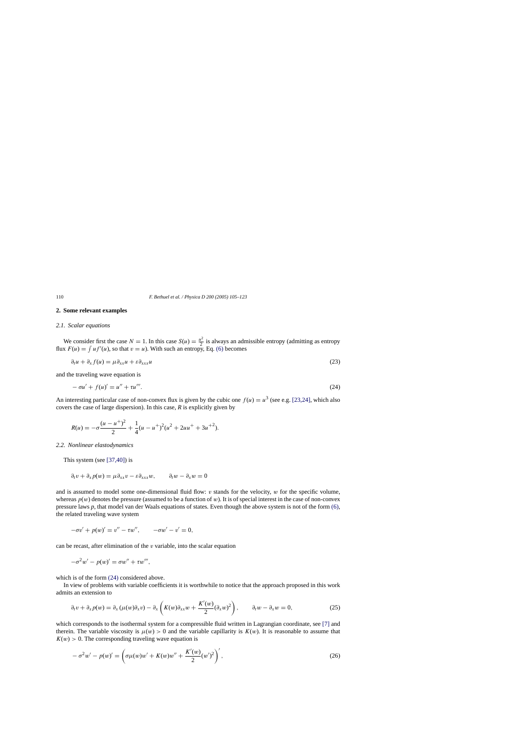## 2. Some relevant examples

### 2.1. Scalar equations

We consider first the case $N = 1$. In this case $S(u) = \frac{u^2}{2}$ is always an admissible entropy (admitting as entropy flux $F(u) = \int u f'(u)$, so that $v = u$). With such an entropy, Eq. (6) becomes

$$\partial_t u + \partial_x f(u) = \mu \partial_{xx} u + \varepsilon \partial_{xxx} u \tag{23}$$

and the traveling wave equation is

$$-\sigma u' + f(u)' = u'' + \tau u'''. \tag{24}$$

An interesting particular case of non-convex flux is given by the cubic one $f(u) = u^3$ (see e.g. [23,24], which also covers the case of large dispersion). In this case, $R$ is explicitly given by

$$R(u) = -\sigma \frac{(u - u^+)^2}{2} + \frac{1}{4}(u - u^+)^2 (u^2 + 2uu^+ + 3u^{+2}).$$

### 2.2. Nonlinear elastodynamics

This system (see [37,40]) is

$$\partial_t v + \partial_x p(w) = \mu \partial_{xx} v - \varepsilon \partial_{xxx} w, \qquad \partial_t w - \partial_x w = 0$$

and is assumed to model some one-dimensional fluid flow: $v$ stands for the velocity, $w$ for the specific volume, whereas $p(w)$ denotes the pressure (assumed to be a function of $w$). It is of special interest in the case of non-convex pressure laws $p$, that model van der Waals equations of states. Even though the above system is not of the form (6), the related traveling wave system

$$-\sigma v' + p(w)' = v'' - \tau w'', \qquad -\sigma w' - v' = 0,$$

can be recast, after elimination of the $v$ variable, into the scalar equation

$$-\sigma^2 w' - p(w)' = \sigma w'' + \tau w''',$$

which is of the form (24) considered above.

In view of problems with variable coefficients it is worthwhile to notice that the approach proposed in this work admits an extension to

$$\partial_t v + \partial_x p(w) = \partial_x \left(\mu(w) \partial_x v\right) - \partial_x \left( K(w) \partial_{xx} w + \frac{K'(w)}{2} (\partial_x w)^2 \right), \qquad \partial_t w - \partial_x w = 0, \tag{25}$$

which corresponds to the isothermal system for a compressible fluid written in Lagrangian coordinate, see [7] and therein. The variable viscosity is $\mu(w) > 0$ and the variable capillarity is $K(w)$. It is reasonable to assume that $K(w) > 0$. The corresponding traveling wave equation is

$$-\sigma^2 w' - p(w)' = \left( \sigma \mu(w) w' + K(w) w'' + \frac{K'(w)}{2} (w')^2 \right)', \tag{26}$$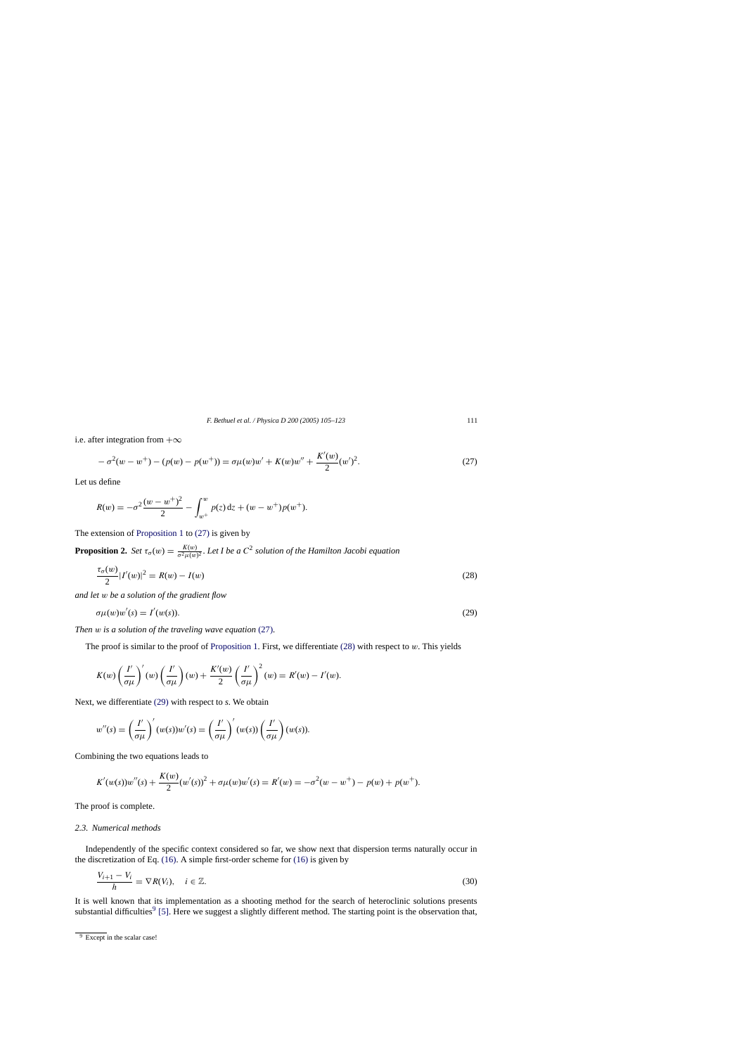i.e. after integration from $+\infty$

$$-\sigma^2(w-w^+)-(p(w)-p(w^+))=\sigma\mu(w)w'+K(w)w''+\frac{K'(w)}{2}(w')^2. \tag{27}$$

Let us define

$$R(w)=-\sigma^2\frac{(w-w^+)^2}{2}-\int_{w^+}^{w}p(z)\,\mathrm{d}z+(w-w^+)p(w^+).$$

The extension of Proposition 1 to (27) is given by

**Proposition 2.** *Set* $\tau_\sigma(w)=\frac{K(w)}{\sigma^2\mu(w)^2}$. *Let I be a* $C^2$ *solution of the Hamilton Jacobi equation*

$$\frac{\tau_\sigma(w)}{2}|I'(w)|^2=R(w)-I(w) \tag{28}$$

*and let* $w$ *be a solution of the gradient flow*

$$\sigma\mu(w)w'(s)=I'(w(s)). \tag{29}$$

*Then* $w$ *is a solution of the traveling wave equation* (27).

The proof is similar to the proof of Proposition 1. First, we differentiate (28) with respect to $w$. This yields

$$K(w)\left(\frac{I'}{\sigma\mu}\right)'(w)\left(\frac{I'}{\sigma\mu}\right)(w)+\frac{K'(w)}{2}\left(\frac{I'}{\sigma\mu}\right)^2(w)=R'(w)-I'(w).$$

Next, we differentiate (29) with respect to $s$. We obtain

$$w''(s)=\left(\frac{I'}{\sigma\mu}\right)'(w(s))w'(s)=\left(\frac{I'}{\sigma\mu}\right)'(w(s))\left(\frac{I'}{\sigma\mu}\right)(w(s)).$$

Combining the two equations leads to

$$K'(w(s))w''(s)+\frac{K(w)}{2}(w'(s))^2+\sigma\mu(w)w'(s)=R'(w)=-\sigma^2(w-w^+)-p(w)+p(w^+).$$

The proof is complete.

### 2.3. Numerical methods

Independently of the specific context considered so far, we show next that dispersion terms naturally occur in the discretization of Eq. (16). A simple first-order scheme for (16) is given by

$$\frac{V_{i+1}-V_i}{h}=\nabla R(V_i),\quad i\in\mathbb{Z}. \tag{30}$$

It is well known that its implementation as a shooting method for the search of heteroclinic solutions presents substantial difficulties[9] [5]. Here we suggest a slightly different method. The starting point is the observation that,

[9] Except in the scalar case!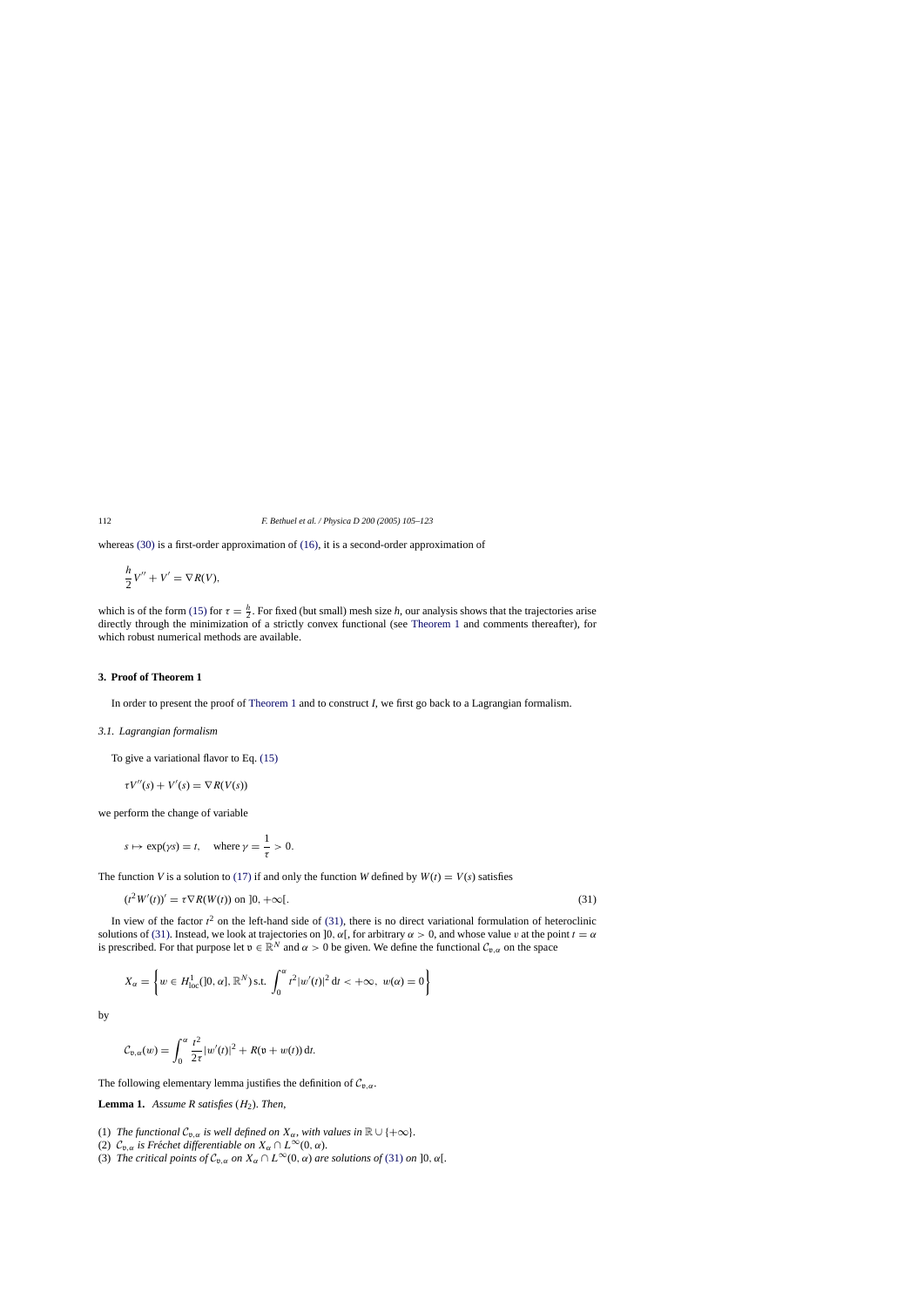whereas (30) is a first-order approximation of (16), it is a second-order approximation of

$$\frac{h}{2}V'' + V' = \nabla R(V),$$

which is of the form (15) for $\tau = \frac{h}{2}$. For fixed (but small) mesh size $h$, our analysis shows that the trajectories arise directly through the minimization of a strictly convex functional (see Theorem 1 and comments thereafter), for which robust numerical methods are available.

## 3. Proof of Theorem 1

In order to present the proof of Theorem 1 and to construct $I$, we first go back to a Lagrangian formalism.

### 3.1. Lagrangian formalism

To give a variational flavor to Eq. (15)

$$\tau V''(s) + V'(s) = \nabla R(V(s))$$

we perform the change of variable

$$s \mapsto \exp(\gamma s) = t, \quad \text{where } \gamma = \frac{1}{\tau} > 0.$$

The function $V$ is a solution to (17) if and only the function $W$ defined by $W(t) = V(s)$ satisfies

$$(t^2 W'(t))' = \tau \nabla R(W(t)) \text{ on } ]0, +\infty[. \tag{31}$$

In view of the factor $t^2$ on the left-hand side of (31), there is no direct variational formulation of heteroclinic solutions of (31). Instead, we look at trajectories on $]0, \alpha[$, for arbitrary $\alpha > 0$, and whose value $v$ at the point $t = \alpha$ is prescribed. For that purpose let $\mathfrak{v} \in \mathbb{R}^N$ and $\alpha > 0$ be given. We define the functional $\mathcal{C}_{\mathfrak{v},\alpha}$ on the space

$$X_\alpha = \left\{ w \in H^1_{\text{loc}}(]0, \alpha], \mathbb{R}^N) \text{ s.t. } \int_0^\alpha t^2 |w'(t)|^2 \, \mathrm{d}t < +\infty, \ w(\alpha) = 0 \right\}$$

by

$$\mathcal{C}_{\mathfrak{v},\alpha}(w) = \int_0^\alpha \frac{t^2}{2\tau} |w'(t)|^2 + R(\mathfrak{v} + w(t)) \, \mathrm{d}t.$$

The following elementary lemma justifies the definition of $\mathcal{C}_{\mathfrak{v},\alpha}$.

**Lemma 1.** *Assume $R$ satisfies $(H_2)$. Then,*

1. *The functional $\mathcal{C}_{\mathfrak{v},\alpha}$ is well defined on $X_\alpha$, with values in $\mathbb{R} \cup \{+\infty\}$.*
2. *$\mathcal{C}_{\mathfrak{v},\alpha}$ is Fréchet differentiable on $X_\alpha \cap L^\infty(0, \alpha)$.*
3. *The critical points of $\mathcal{C}_{\mathfrak{v},\alpha}$ on $X_\alpha \cap L^\infty(0, \alpha)$ are solutions of (31) on $]0, \alpha[$.*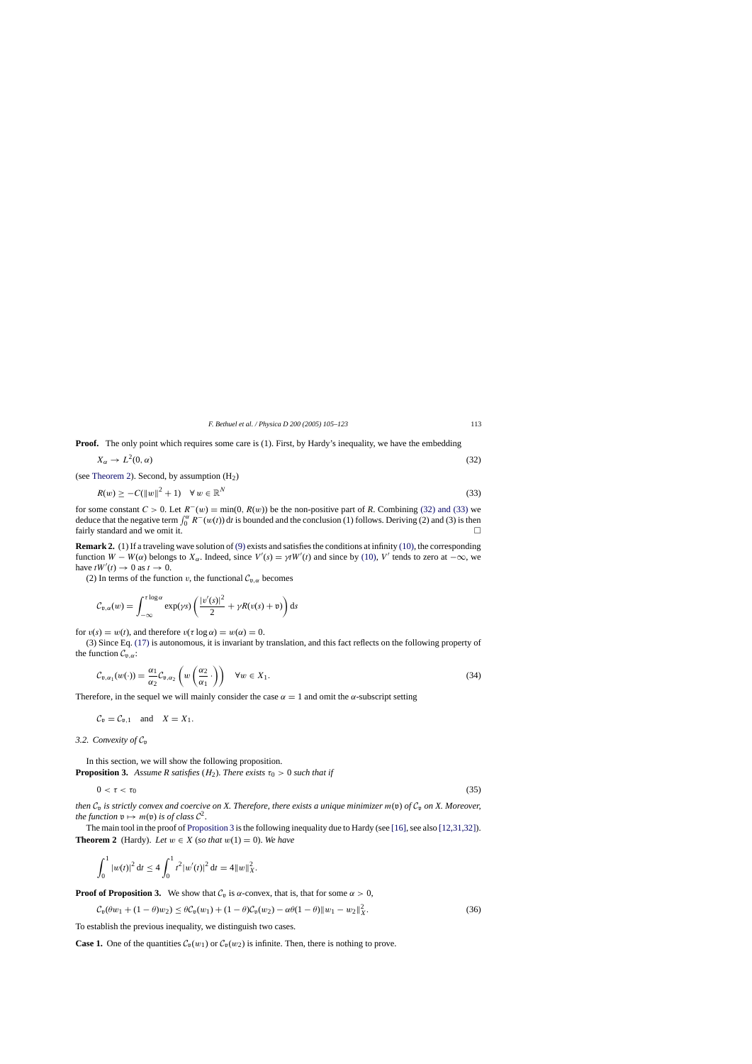**Proof.** The only point which requires some care is (1). First, by Hardy's inequality, we have the embedding

$$X_\alpha \to L^2(0, \alpha) \tag{32}$$

(see Theorem 2). Second, by assumption ($H_2$)

$$R(w) \geq -C(\|w\|^2 + 1) \quad \forall\, w \in \mathbb{R}^N \tag{33}$$

for some constant $C > 0$. Let $R^-(w) = \min(0, R(w))$ be the non-positive part of $R$. Combining (32) and (33) we deduce that the negative term $\int_0^\alpha R^-(w(t))\,\mathrm{d}t$ is bounded and the conclusion (1) follows. Deriving (2) and (3) is then fairly standard and we omit it. $\square$

**Remark 2.** (1) If a traveling wave solution of (9) exists and satisfies the conditions at infinity (10), the corresponding function $W - W(\alpha)$ belongs to $X_\alpha$. Indeed, since $V'(s) = \gamma t W'(t)$ and since by (10), $V'$ tends to zero at $-\infty$, we have $tW'(t) \to 0$ as $t \to 0$.

(2) In terms of the function $v$, the functional $\mathcal{C}_{\mathfrak{v},\alpha}$ becomes

$$\mathcal{C}_{\mathfrak{v},\alpha}(w) = \int_{-\infty}^{\tau \log \alpha} \exp(\gamma s) \left( \frac{|v'(s)|^2}{2} + \gamma R(v(s) + \mathfrak{v}) \right) \mathrm{d}s$$

for $v(s) = w(t)$, and therefore $v(\tau \log \alpha) = w(\alpha) = 0$.

(3) Since Eq. (17) is autonomous, it is invariant by translation, and this fact reflects on the following property of the function $\mathcal{C}_{\mathfrak{v},\alpha}$:

$$\mathcal{C}_{\mathfrak{v},\alpha_1}(w(\cdot)) = \frac{\alpha_1}{\alpha_2} \mathcal{C}_{\mathfrak{v},\alpha_2} \left( w \left( \frac{\alpha_2}{\alpha_1} \cdot \right) \right) \quad \forall w \in X_1. \tag{34}$$

Therefore, in the sequel we will mainly consider the case $\alpha = 1$ and omit the $\alpha$-subscript setting

$$\mathcal{C}_{\mathfrak{v}} = \mathcal{C}_{\mathfrak{v},1} \quad \text{and} \quad X = X_1.$$

### 3.2. Convexity of $\mathcal{C}_{\mathfrak{v}}$

In this section, we will show the following proposition.

**Proposition 3.** *Assume $R$ satisfies ($H_2$). There exists $\tau_0 > 0$ such that if*

$$0 < \tau < \tau_0 \tag{35}$$

*then $\mathcal{C}_{\mathfrak{v}}$ is strictly convex and coercive on $X$. Therefore, there exists a unique minimizer $m(\mathfrak{v})$ of $\mathcal{C}_{\mathfrak{v}}$ on $X$. Moreover, the function $\mathfrak{v} \mapsto m(\mathfrak{v})$ is of class $\mathcal{C}^2$.*

The main tool in the proof of Proposition 3 is the following inequality due to Hardy (see [16], see also [12,31,32]).

**Theorem 2** (Hardy). *Let $w \in X$ (so that $w(1) = 0$). We have*

$$\int_0^1 |w(t)|^2\,\mathrm{d}t \leq 4 \int_0^1 t^2 |w'(t)|^2\,\mathrm{d}t = 4\|w\|_X^2.$$

**Proof of Proposition 3.** We show that $\mathcal{C}_{\mathfrak{v}}$ is $\alpha$-convex, that is, that for some $\alpha > 0$,

$$\mathcal{C}_{\mathfrak{v}}(\theta w_1 + (1-\theta) w_2) \leq \theta \mathcal{C}_{\mathfrak{v}}(w_1) + (1-\theta)\mathcal{C}_{\mathfrak{v}}(w_2) - \alpha\theta(1-\theta)\|w_1 - w_2\|_X^2. \tag{36}$$

To establish the previous inequality, we distinguish two cases.

**Case 1.** One of the quantities $\mathcal{C}_{\mathfrak{v}}(w_1)$ or $\mathcal{C}_{\mathfrak{v}}(w_2)$ is infinite. Then, there is nothing to prove.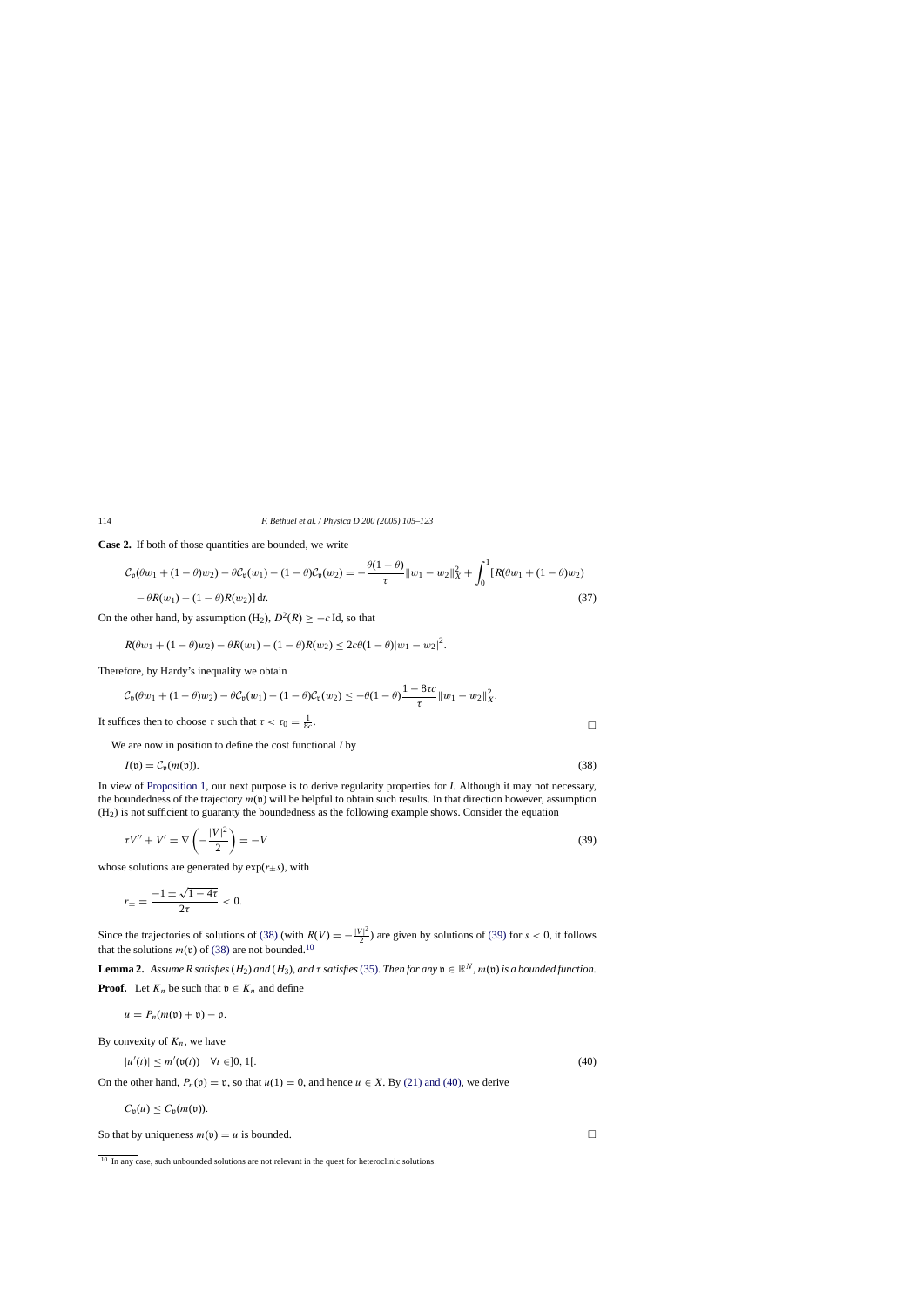**Case 2.** If both of those quantities are bounded, we write

$$\mathcal{C}_{\mathfrak{v}}(\theta w_1 + (1-\theta)w_2) - \theta \mathcal{C}_{\mathfrak{v}}(w_1) - (1-\theta)\mathcal{C}_{\mathfrak{v}}(w_2) = -\frac{\theta(1-\theta)}{\tau}\|w_1 - w_2\|_X^2 + \int_0^1 [R(\theta w_1 + (1-\theta)w_2) - \theta R(w_1) - (1-\theta)R(w_2)]\,\mathrm{d}t. \tag{37}$$

On the other hand, by assumption (H$_2$), $D^2(R) \geq -c\,\mathrm{Id}$, so that

$$R(\theta w_1 + (1-\theta)w_2) - \theta R(w_1) - (1-\theta)R(w_2) \leq 2c\theta(1-\theta)|w_1 - w_2|^2.$$

Therefore, by Hardy's inequality we obtain

$$\mathcal{C}_{\mathfrak{v}}(\theta w_1 + (1-\theta)w_2) - \theta \mathcal{C}_{\mathfrak{v}}(w_1) - (1-\theta)\mathcal{C}_{\mathfrak{v}}(w_2) \leq -\theta(1-\theta)\frac{1-8\tau c}{\tau}\|w_1 - w_2\|_X^2.$$

It suffices then to choose $\tau$ such that $\tau < \tau_0 = \frac{1}{8c}$. □

We are now in position to define the cost functional $I$ by

$$I(\mathfrak{v}) = \mathcal{C}_{\mathfrak{v}}(m(\mathfrak{v})). \tag{38}$$

In view of Proposition 1, our next purpose is to derive regularity properties for $I$. Although it may not necessary, the boundedness of the trajectory $m(\mathfrak{v})$ will be helpful to obtain such results. In that direction however, assumption (H$_2$) is not sufficient to guaranty the boundedness as the following example shows. Consider the equation

$$\tau V'' + V' = \nabla\left(-\frac{|V|^2}{2}\right) = -V \tag{39}$$

whose solutions are generated by $\exp(r_\pm s)$, with

$$r_\pm = \frac{-1 \pm \sqrt{1-4\tau}}{2\tau} < 0.$$

Since the trajectories of solutions of (38) (with $R(V) = -\frac{|V|^2}{2}$) are given by solutions of (39) for $s < 0$, it follows that the solutions $m(\mathfrak{v})$ of (38) are not bounded.[10]

**Lemma 2.** *Assume $R$ satisfies (H$_2$) and (H$_3$), and $\tau$ satisfies (35). Then for any $\mathfrak{v} \in \mathbb{R}^N$, $m(\mathfrak{v})$ is a bounded function.*

**Proof.** Let $K_n$ be such that $\mathfrak{v} \in K_n$ and define

$$u = P_n(m(\mathfrak{v}) + \mathfrak{v}) - \mathfrak{v}.$$

By convexity of $K_n$, we have

$$|u'(t)| \leq m'(\mathfrak{v}(t)) \quad \forall t \in ]0,1[. \tag{40}$$

On the other hand, $P_n(\mathfrak{v}) = \mathfrak{v}$, so that $u(1) = 0$, and hence $u \in X$. By (21) and (40), we derive

$$C_{\mathfrak{v}}(u) \leq C_{\mathfrak{v}}(m(\mathfrak{v})).$$

So that by uniqueness $m(\mathfrak{v}) = u$ is bounded. □

[10] In any case, such unbounded solutions are not relevant in the quest for heteroclinic solutions.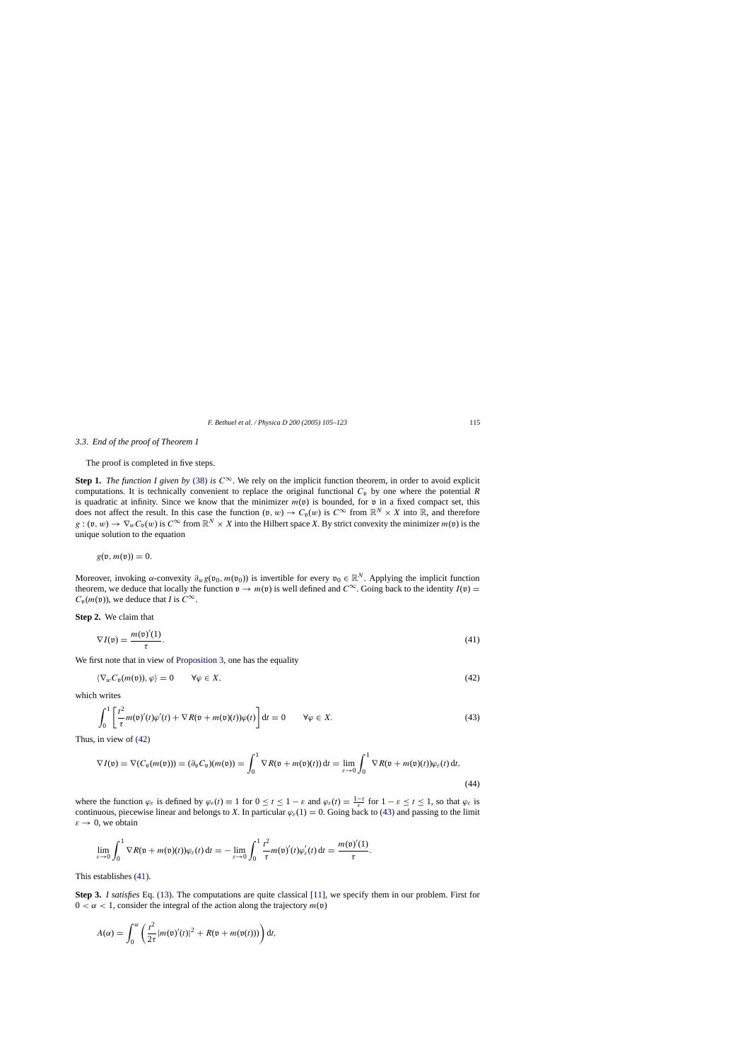### 3.3. End of the proof of Theorem 1

The proof is completed in five steps.

**Step 1.** *The function $I$ given by (38) is $C^\infty$.* We rely on the implicit function theorem, in order to avoid explicit computations. It is technically convenient to replace the original functional $C_\mathfrak{v}$ by one where the potential $R$ is quadratic at infinity. Since we know that the minimizer $m(\mathfrak{v})$ is bounded, for $\mathfrak{v}$ in a fixed compact set, this does not affect the result. In this case the function $(\mathfrak{v}, w) \to C_\mathfrak{v}(w)$ is $C^\infty$ from $\mathbb{R}^N \times X$ into $\mathbb{R}$, and therefore $g : (\mathfrak{v}, w) \to \nabla_w C_\mathfrak{v}(w)$ is $C^\infty$ from $\mathbb{R}^N \times X$ into the Hilbert space $X$. By strict convexity the minimizer $m(\mathfrak{v})$ is the unique solution to the equation

$$g(\mathfrak{v}, m(\mathfrak{v})) = 0.$$

Moreover, invoking $\alpha$-convexity $\partial_w g(\mathfrak{v}_0, m(\mathfrak{v}_0))$ is invertible for every $\mathfrak{v}_0 \in \mathbb{R}^N$. Applying the implicit function theorem, we deduce that locally the function $\mathfrak{v} \to m(\mathfrak{v})$ is well defined and $C^\infty$. Going back to the identity $I(\mathfrak{v}) = C_\mathfrak{v}(m(\mathfrak{v}))$, we deduce that $I$ is $C^\infty$.

**Step 2.** We claim that

$$\nabla I(\mathfrak{v}) = \frac{m(\mathfrak{v})'(1)}{\tau}. \tag{41}$$

We first note that in view of Proposition 3, one has the equality

$$\langle \nabla_w C_\mathfrak{v}(m(\mathfrak{v})), \varphi \rangle = 0 \qquad \forall \varphi \in X, \tag{42}$$

which writes

$$\int_0^1 \left[ \frac{t^2}{\tau} m(\mathfrak{v})'(t)\varphi'(t) + \nabla R(\mathfrak{v} + m(\mathfrak{v})(t))\varphi(t) \right] \mathrm{d}t = 0 \qquad \forall \varphi \in X. \tag{43}$$

Thus, in view of (42)

$$\nabla I(\mathfrak{v}) = \nabla(C_\mathfrak{v}(m(\mathfrak{v}))) = (\partial_\mathfrak{v} C_\mathfrak{v})(m(\mathfrak{v})) = \int_0^1 \nabla R(\mathfrak{v} + m(\mathfrak{v})(t))\,\mathrm{d}t = \lim_{\varepsilon \to 0} \int_0^1 \nabla R(\mathfrak{v} + m(\mathfrak{v})(t))\varphi_\varepsilon(t)\,\mathrm{d}t, \tag{44}$$

where the function $\varphi_\varepsilon$ is defined by $\varphi_\varepsilon(t) \equiv 1$ for $0 \le t \le 1 - \varepsilon$ and $\varphi_\varepsilon(t) = \frac{1-t}{\varepsilon}$ for $1 - \varepsilon \le t \le 1$, so that $\varphi_\varepsilon$ is continuous, piecewise linear and belongs to $X$. In particular $\varphi_\varepsilon(1) = 0$. Going back to (43) and passing to the limit $\varepsilon \to 0$, we obtain

$$\lim_{\varepsilon \to 0} \int_0^1 \nabla R(\mathfrak{v} + m(\mathfrak{v})(t))\varphi_\varepsilon(t)\,\mathrm{d}t = -\lim_{\varepsilon \to 0} \int_0^1 \frac{t^2}{\tau} m(\mathfrak{v})'(t)\varphi_\varepsilon'(t)\,\mathrm{d}t = \frac{m(\mathfrak{v})'(1)}{\tau}.$$

This establishes (41).

**Step 3.** *$I$ satisfies* Eq. (13). The computations are quite classical [11], we specify them in our problem. First for $0 < \alpha < 1$, consider the integral of the action along the trajectory $m(\mathfrak{v})$

$$A(\alpha) = \int_0^\alpha \left( \frac{t^2}{2\tau} |m(\mathfrak{v})'(t)|^2 + R(\mathfrak{v} + m(\mathfrak{v}(t))) \right) \mathrm{d}t,$$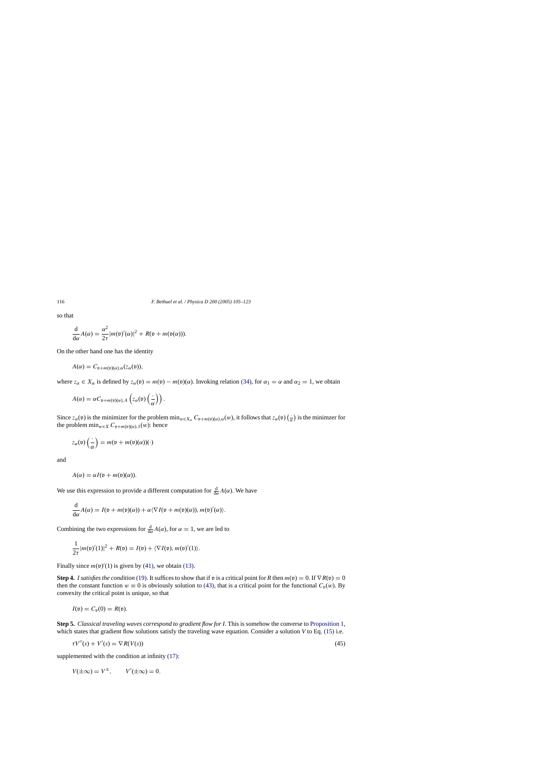so that

$$\frac{\mathrm{d}}{\mathrm{d}\alpha}A(\alpha) = \frac{\alpha^2}{2\tau}|m(\mathfrak{v})'(\alpha)|^2 + R(\mathfrak{v} + m(\mathfrak{v}(\alpha))).$$

On the other hand one has the identity

$$A(\alpha) = C_{\mathfrak{v}+m(\mathfrak{v})(\alpha),\alpha}(z_\alpha(\mathfrak{v})),$$

where $z_\alpha \in X_\alpha$ is defined by $z_\alpha(\mathfrak{v}) = m(\mathfrak{v}) - m(\mathfrak{v})(\alpha)$. Invoking relation (34), for $\alpha_1 = \alpha$ and $\alpha_2 = 1$, we obtain

$$A(\alpha) = \alpha C_{\mathfrak{v}+m(\mathfrak{v})(\alpha),A}\left(z_\alpha(\mathfrak{v})\left(\frac{\cdot}{\alpha}\right)\right).$$

Since $z_\alpha(\mathfrak{v})$ is the minimizer for the problem $\min_{w\in X_\alpha} C_{\mathfrak{v}+m(\mathfrak{v})(\alpha),\alpha}(w)$, it follows that $z_\alpha(\mathfrak{v})\left(\frac{\cdot}{\alpha}\right)$ is the minimzer for the problem $\min_{w\in X} C_{\mathfrak{v}+m(\mathfrak{v})(\alpha),1}(w)$: hence

$$z_\alpha(\mathfrak{v})\left(\frac{\cdot}{\alpha}\right) = m(\mathfrak{v} + m(\mathfrak{v})(\alpha))(\cdot)$$

and

$$A(\alpha) = \alpha I(\mathfrak{v} + m(\mathfrak{v})(\alpha)).$$

We use this expression to provide a different computation for $\frac{\mathrm{d}}{\mathrm{d}\alpha}A(\alpha)$. We have

$$\frac{\mathrm{d}}{\mathrm{d}\alpha}A(\alpha) = I(\mathfrak{v} + m(\mathfrak{v})(\alpha)) + \alpha\langle\nabla I(\mathfrak{v} + m(\mathfrak{v})(\alpha)), m(\mathfrak{v})'(\alpha)\rangle.$$

Combining the two expressions for $\frac{\mathrm{d}}{\mathrm{d}\alpha}A(\alpha)$, for $\alpha = 1$, we are led to

$$\frac{1}{2\tau}|m(\mathfrak{v})'(1)|^2 + R(\mathfrak{v}) = I(\mathfrak{v}) + \langle\nabla I(\mathfrak{v}), m(\mathfrak{v})'(1)\rangle.$$

Finally since $m(\mathfrak{v})'(1)$ is given by (41), we obtain (13).

**Step 4.** *I satisfies the condition* (19). It suffices to show that if $\mathfrak{v}$ is a critical point for $R$ then $m(\mathfrak{v}) = 0$. If $\nabla R(\mathfrak{v}) = 0$ then the constant function $w \equiv 0$ is obviously solution to (43), that is a critical point for the functional $C_\mathfrak{v}(w)$. By convexity the critical point is unique, so that

$$I(\mathfrak{v}) = C_\mathfrak{v}(0) = R(\mathfrak{v}).$$

**Step 5.** *Classical traveling waves correspond to gradient flow for I.* This is somehow the converse to Proposition 1, which states that gradient flow solutions satisfy the traveling wave equation. Consider a solution $V$ to Eq. (15) i.e.

$$\tau V''(s) + V'(s) = \nabla R(V(s)) \tag{45}$$

supplemented with the condition at infinity (17):

$$V(\pm\infty) = V^\pm, \qquad V'(\pm\infty) = 0.$$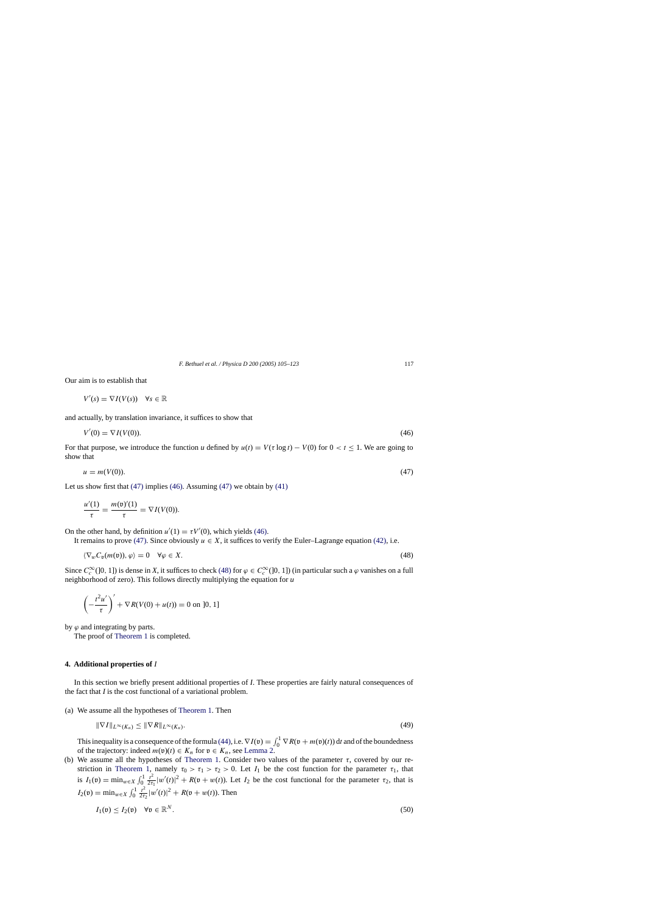Our aim is to establish that

$$V'(s) = \nabla I(V(s)) \quad \forall s \in \mathbb{R}$$

and actually, by translation invariance, it suffices to show that

$$V'(0) = \nabla I(V(0)). \tag{46}$$

For that purpose, we introduce the function $u$ defined by $u(t) = V(\tau \log t) - V(0)$ for $0 < t \leq 1$. We are going to show that

$$u = m(V(0)). \tag{47}$$

Let us show first that (47) implies (46). Assuming (47) we obtain by (41)

$$\frac{u'(1)}{\tau} = \frac{m(\mathfrak{v})'(1)}{\tau} = \nabla I(V(0)).$$

On the other hand, by definition $u'(1) = \tau V'(0)$, which yields (46).

It remains to prove (47). Since obviously $u \in X$, it suffices to verify the Euler–Lagrange equation (42), i.e.

$$\langle \nabla_w C_{\mathfrak{v}}(m(\mathfrak{v})), \varphi \rangle = 0 \quad \forall \varphi \in X. \tag{48}$$

Since $C_c^\infty(]0, 1])$ is dense in $X$, it suffices to check (48) for $\varphi \in C_c^\infty(]0, 1])$ (in particular such a $\varphi$ vanishes on a full neighborhood of zero). This follows directly multiplying the equation for $u$

$$\left(-\frac{t^2 u'}{\tau}\right)' + \nabla R(V(0) + u(t)) = 0 \text{ on } ]0, 1]$$

by $\varphi$ and integrating by parts.

The proof of Theorem 1 is completed.

## 4. Additional properties of $I$

In this section we briefly present additional properties of $I$. These properties are fairly natural consequences of the fact that $I$ is the cost functional of a variational problem.

(a) We assume all the hypotheses of Theorem 1. Then

$$\|\nabla I\|_{L^\infty(K_n)} \leq \|\nabla R\|_{L^\infty(K_n)}. \tag{49}$$

This inequality is a consequence of the formula (44), i.e. $\nabla I(\mathfrak{v}) = \int_0^1 \nabla R(\mathfrak{v} + m(\mathfrak{v})(t))\,\mathrm{d}t$ and of the boundedness of the trajectory: indeed $m(\mathfrak{v})(t) \in K_n$ for $\mathfrak{v} \in K_n$, see Lemma 2.

(b) We assume all the hypotheses of Theorem 1. Consider two values of the parameter $\tau$, covered by our restriction in Theorem 1, namely $\tau_0 > \tau_1 > \tau_2 > 0$. Let $I_1$ be the cost function for the parameter $\tau_1$, that is $I_1(\mathfrak{v}) = \min_{w \in X} \int_0^1 \frac{t^2}{2\tau_1} |w'(t)|^2 + R(\mathfrak{v} + w(t))$. Let $I_2$ be the cost functional for the parameter $\tau_2$, that is $I_2(\mathfrak{v}) = \min_{w \in X} \int_0^1 \frac{t^2}{2\tau_2} |w'(t)|^2 + R(\mathfrak{v} + w(t))$. Then

$$I_1(\mathfrak{v}) \leq I_2(\mathfrak{v}) \quad \forall \mathfrak{v} \in \mathbb{R}^N. \tag{50}$$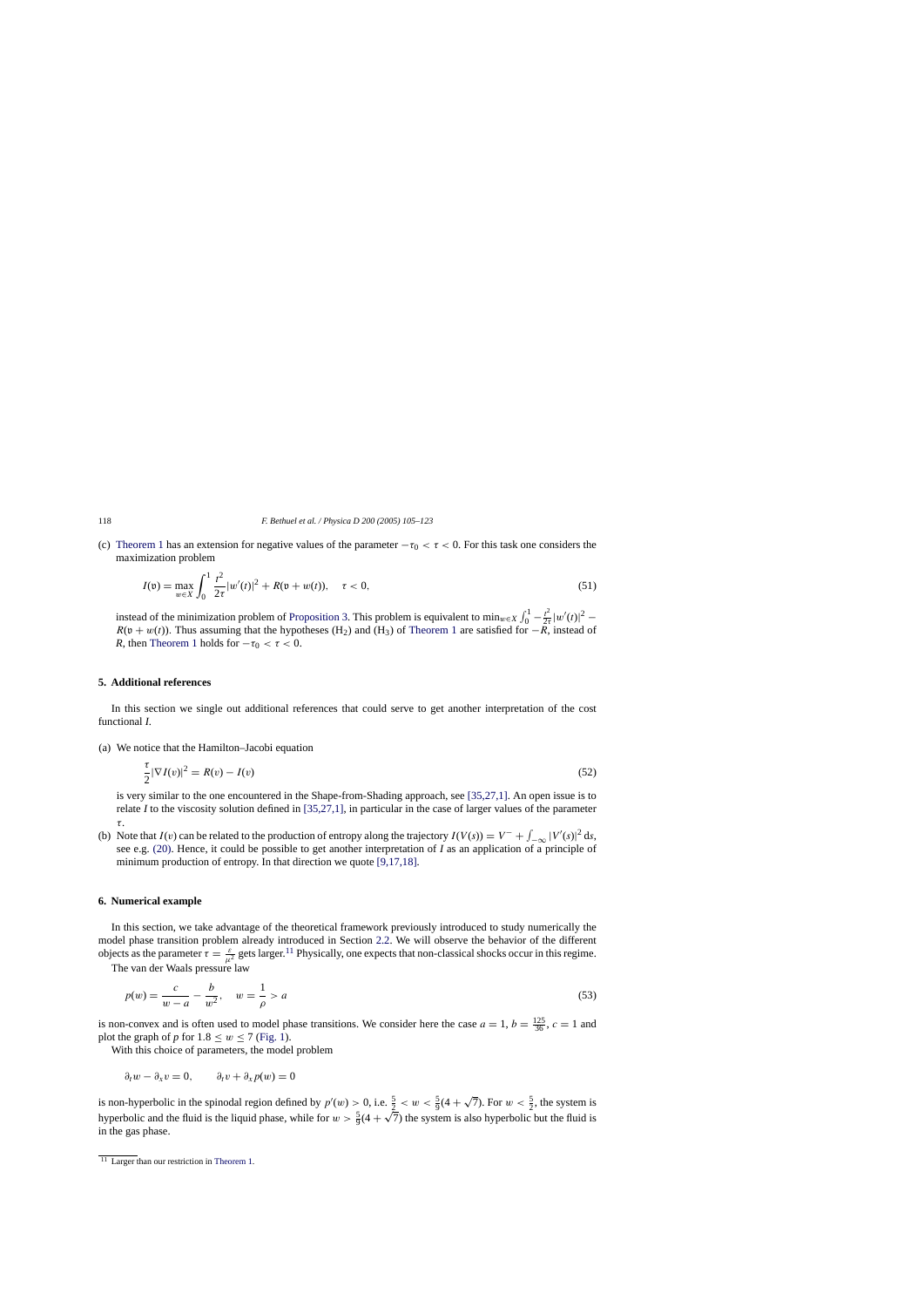(c) Theorem 1 has an extension for negative values of the parameter $-\tau_0 < \tau < 0$. For this task one considers the maximization problem

$$I(\mathfrak{v}) = \max_{w \in X} \int_0^1 \frac{t^2}{2\tau} |w'(t)|^2 + R(\mathfrak{v} + w(t)), \quad \tau < 0, \tag{51}$$

instead of the minimization problem of Proposition 3. This problem is equivalent to $\min_{w \in X} \int_0^1 -\frac{t^2}{2\tau} |w'(t)|^2 - R(\mathfrak{v} + w(t))$. Thus assuming that the hypotheses ($H_2$) and ($H_3$) of Theorem 1 are satisfied for $-R$, instead of $R$, then Theorem 1 holds for $-\tau_0 < \tau < 0$.

## 5. Additional references

In this section we single out additional references that could serve to get another interpretation of the cost functional $I$.

(a) We notice that the Hamilton–Jacobi equation

$$\frac{\tau}{2} |\nabla I(v)|^2 = R(v) - I(v) \tag{52}$$

is very similar to the one encountered in the Shape-from-Shading approach, see [35,27,1]. An open issue is to relate $I$ to the viscosity solution defined in [35,27,1], in particular in the case of larger values of the parameter $\tau$.

(b) Note that $I(v)$ can be related to the production of entropy along the trajectory $I(V(s)) = V^- + \int_{-\infty} |V'(s)|^2 \, ds$, see e.g. (20). Hence, it could be possible to get another interpretation of $I$ as an application of a principle of minimum production of entropy. In that direction we quote [9,17,18].

## 6. Numerical example

In this section, we take advantage of the theoretical framework previously introduced to study numerically the model phase transition problem already introduced in Section 2.2. We will observe the behavior of the different objects as the parameter $\tau = \frac{\varepsilon}{\mu^2}$ gets larger.[11] Physically, one expects that non-classical shocks occur in this regime.

The van der Waals pressure law

$$p(w) = \frac{c}{w - a} - \frac{b}{w^2}, \quad w = \frac{1}{\rho} > a \tag{53}$$

is non-convex and is often used to model phase transitions. We consider here the case $a = 1$, $b = \frac{125}{36}$, $c = 1$ and plot the graph of $p$ for $1.8 \le w \le 7$ (Fig. 1).

With this choice of parameters, the model problem

$$\partial_t w - \partial_x v = 0, \qquad \partial_t v + \partial_x p(w) = 0$$

is non-hyperbolic in the spinodal region defined by $p'(w) > 0$, i.e. $\frac{5}{2} < w < \frac{5}{9}(4 + \sqrt{7})$. For $w < \frac{5}{2}$, the system is hyperbolic and the fluid is the liquid phase, while for $w > \frac{5}{9}(4 + \sqrt{7})$ the system is also hyperbolic but the fluid is in the gas phase.

[11] Larger than our restriction in Theorem 1.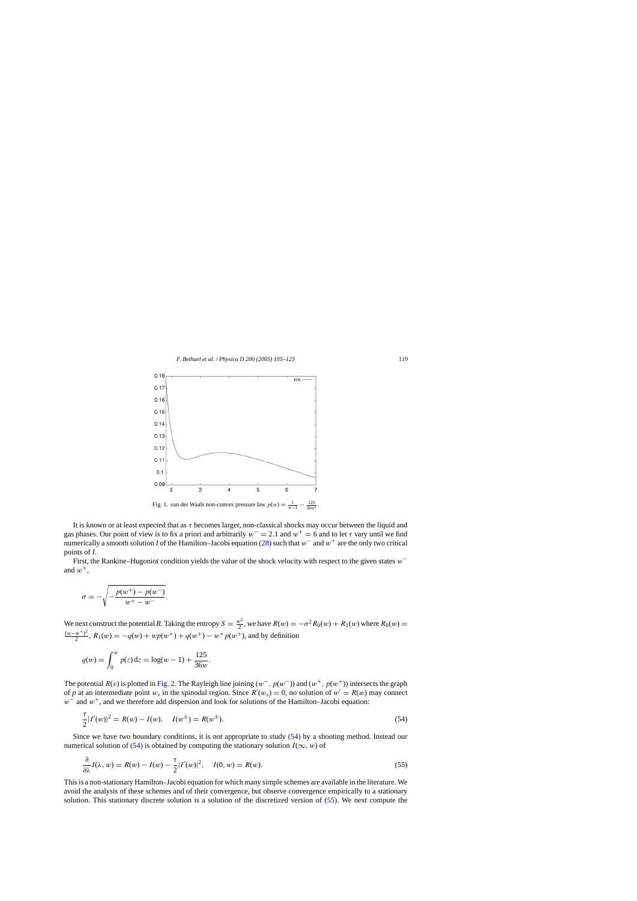Fig. 1. van der Waals non-convex pressure law $p(w) = \frac{1}{w-1} - \frac{125}{36w^2}$.

It is known or at least expected that as $\tau$ becomes larger, non-classical shocks may occur between the liquid and gas phases. Our point of view is to fix a priori and arbitrarily $w^- = 2.1$ and $w^+ = 6$ and to let $\tau$ vary until we find numerically a smooth solution $I$ of the Hamilton–Jacobi equation (28) such that $w^-$ and $w^+$ are the only two critical points of $I$.

First, the Rankine–Hugoniot condition yields the value of the shock velocity with respect to the given states $w^-$ and $w^+$,

$$\sigma = -\sqrt{-\frac{p(w^+) - p(w^-)}{w^+ - w^-}}.$$

We next construct the potential $R$. Taking the entropy $S = \frac{w^2}{2}$, we have $R(w) = -\sigma^2 R_0(w) + R_1(w)$ where $R_0(w) = \frac{(w-w^+)^2}{2}$, $R_1(w) = -q(w) + wp(w^+) + q(w^+) - w^+ p(w^+)$, and by definition

$$q(w) = \int_0^w p(z)\,\mathrm{d}z = \log(w-1) + \frac{125}{36w}.$$

The potential $R(v)$ is plotted in Fig. 2. The Rayleigh line joining $(w^-, p(w^-))$ and $(w^+, p(w^+))$ intersects the graph of $p$ at an intermediate point $w_s$ in the spinodal region. Since $R'(w_s) = 0$, no solution of $w' = R(w)$ may connect $w^-$ and $w^+$, and we therefore add dispersion and look for solutions of the Hamilton–Jacobi equation:

$$\frac{\tau}{2}|I'(w)|^2 = R(w) - I(w), \quad I(w^\pm) = R(w^\pm). \tag{54}$$

Since we have two boundary conditions, it is not appropriate to study (54) by a shooting method. Instead our numerical solution of (54) is obtained by computing the stationary solution $I(\infty, w)$ of

$$\frac{\partial}{\partial \lambda} I(\lambda, w) = R(w) - I(w) - \frac{\tau}{2}|I'(w)|^2, \quad I(0, w) = R(w). \tag{55}$$

This is a non-stationary Hamilton–Jacobi equation for which many simple schemes are available in the literature. We avoid the analysis of these schemes and of their convergence, but observe convergence empirically to a stationary solution. This stationary discrete solution is a solution of the discretized version of (55). We next compute the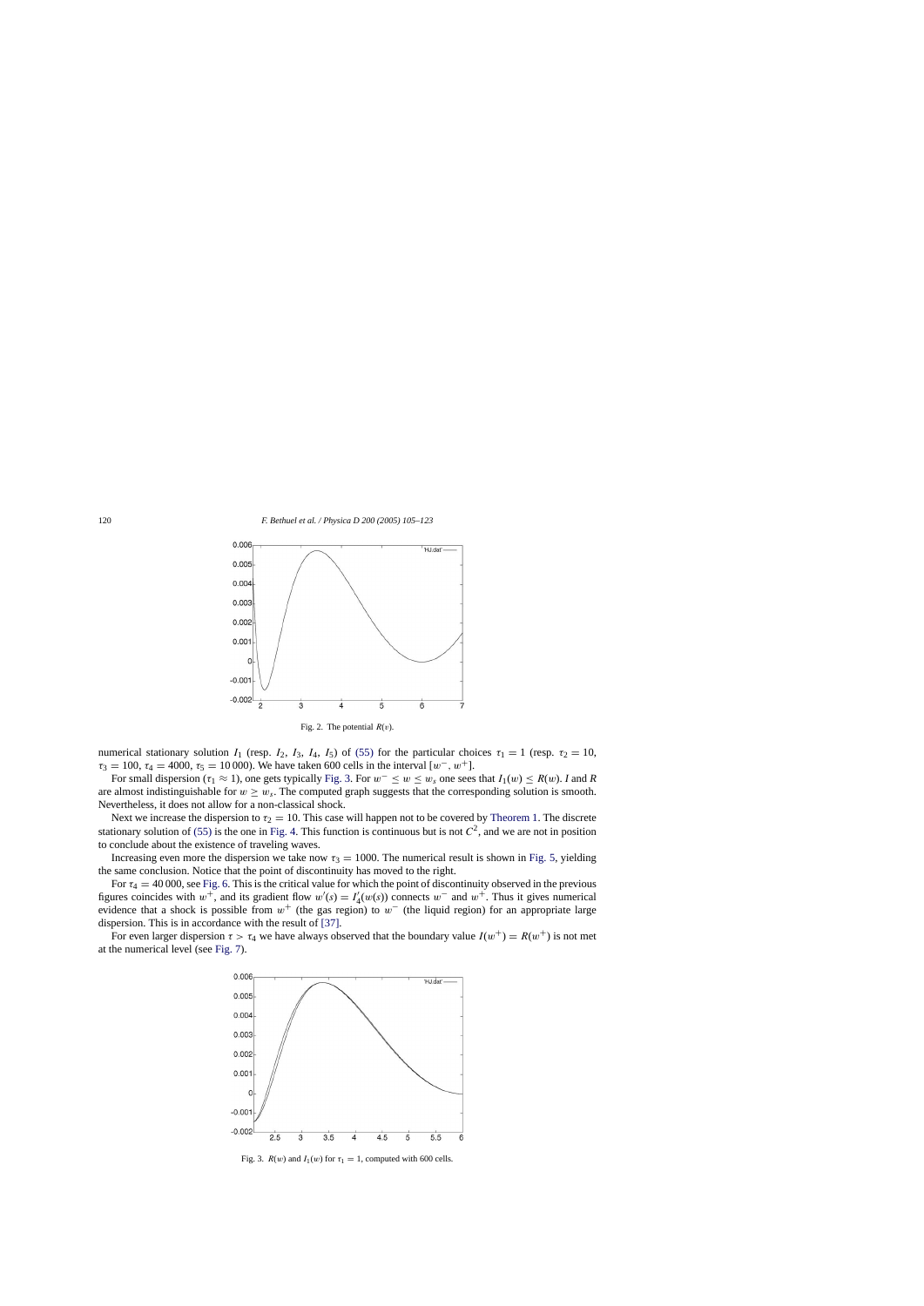Fig. 2. The potential $R(v)$.

numerical stationary solution $I_1$ (resp. $I_2$, $I_3$, $I_4$, $I_5$) of (55) for the particular choices $\tau_1 = 1$ (resp. $\tau_2 = 10$, $\tau_3 = 100$, $\tau_4 = 4000$, $\tau_5 = 10\,000$). We have taken 600 cells in the interval $[w^-, w^+]$.

For small dispersion ($\tau_1 \approx 1$), one gets typically Fig. 3. For $w^- \le w \le w_s$ one sees that $I_1(w) \le R(w)$. $I$ and $R$ are almost indistinguishable for $w \ge w_s$. The computed graph suggests that the corresponding solution is smooth. Nevertheless, it does not allow for a non-classical shock.

Next we increase the dispersion to $\tau_2 = 10$. This case will happen not to be covered by Theorem 1. The discrete stationary solution of (55) is the one in Fig. 4. This function is continuous but is not $C^2$, and we are not in position to conclude about the existence of traveling waves.

Increasing even more the dispersion we take now $\tau_3 = 1000$. The numerical result is shown in Fig. 5, yielding the same conclusion. Notice that the point of discontinuity has moved to the right.

For $\tau_4 = 40\,000$, see Fig. 6. This is the critical value for which the point of discontinuity observed in the previous figures coincides with $w^+$, and its gradient flow $w'(s) = I_4'(w(s))$ connects $w^-$ and $w^+$. Thus it gives numerical evidence that a shock is possible from $w^+$ (the gas region) to $w^-$ (the liquid region) for an appropriate large dispersion. This is in accordance with the result of [37].

For even larger dispersion $\tau > \tau_4$ we have always observed that the boundary value $I(w^+) = R(w^+)$ is not met at the numerical level (see Fig. 7).

Fig. 3. $R(w)$ and $I_1(w)$ for $\tau_1 = 1$, computed with 600 cells.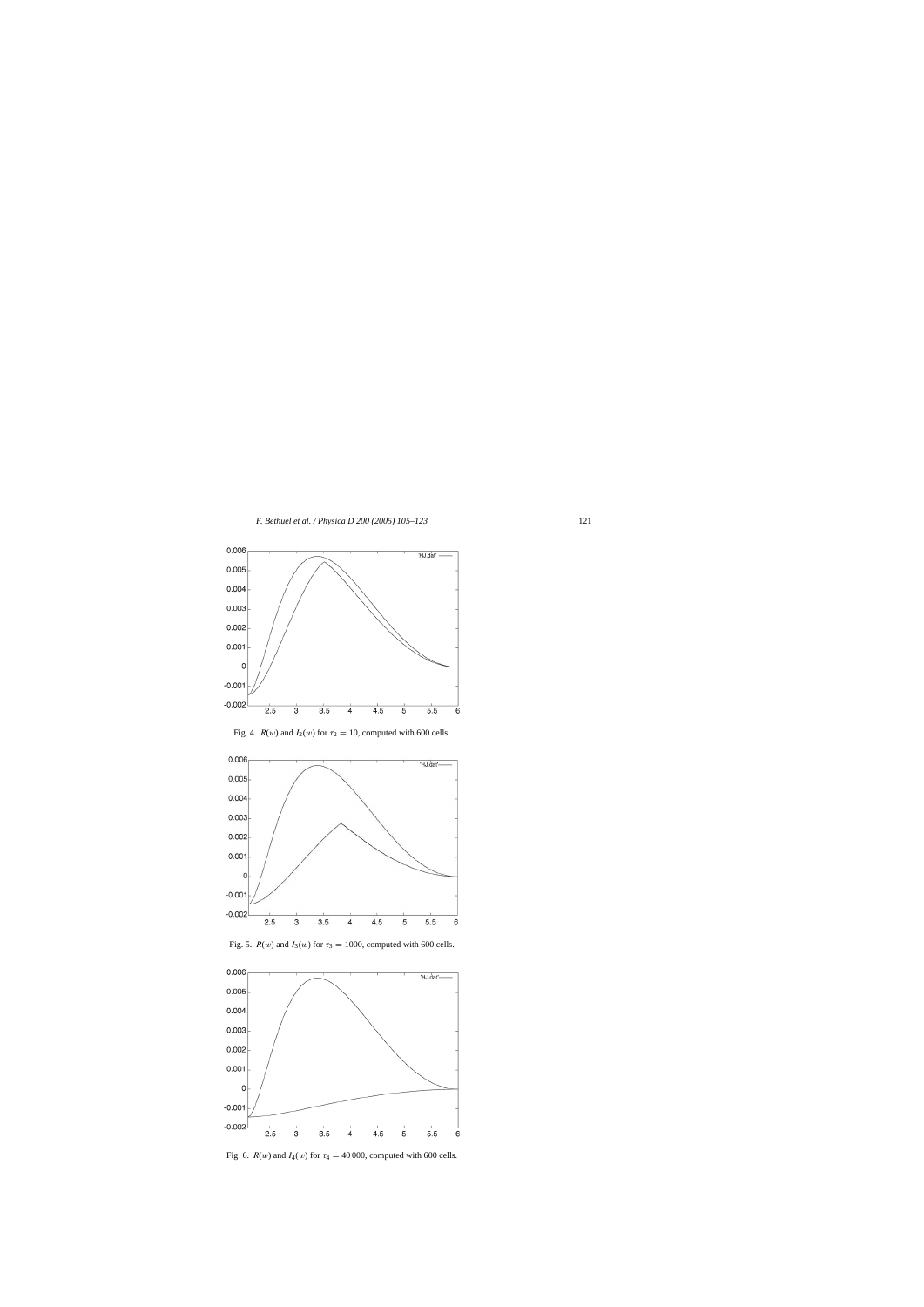Fig. 4. $R(w)$ and $I_2(w)$ for $\tau_2 = 10$, computed with 600 cells.

Fig. 5. $R(w)$ and $I_3(w)$ for $\tau_3 = 1000$, computed with 600 cells.

Fig. 6. $R(w)$ and $I_4(w)$ for $\tau_4 = 40\,000$, computed with 600 cells.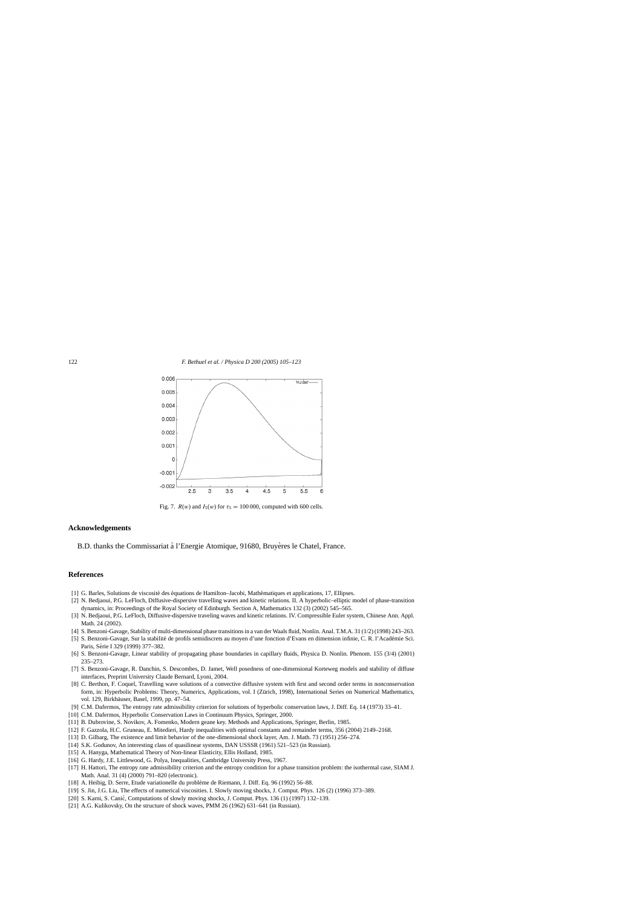Fig. 7. $R(w)$ and $I_5(w)$ for $\tau_5 = 100\,000$, computed with 600 cells.

## Acknowledgements

B.D. thanks the Commissariat à l'Energie Atomique, 91680, Bruyères le Chatel, France.

## References

[1] G. Barles, Solutions de viscosité des équations de Hamilton–Jacobi, Mathématiques et applications, 17, Ellipses.

[2] N. Bedjaoui, P.G. LeFloch, Diffusive–dispersive travelling waves and kinetic relations. II. A hyperbolic–elliptic model of phase-transition dynamics, in: Proceedings of the Royal Society of Edinburgh. Section A, Mathematics 132 (3) (2002) 545–565.

[3] N. Bedjaoui, P.G. LeFloch, Diffusive-dispersive traveling waves and kinetic relations. IV. Compressible Euler system, Chinese Ann. Appl. Math. 24 (2002).

[4] S. Benzoni-Gavage, Stability of multi-dimensional phase transitions in a van der Waals fluid, Nonlin. Anal. T.M.A. 31 (1/2) (1998) 243–263.

[5] S. Benzoni-Gavage, Sur la stabilité de profils semidiscrets au moyen d'une fonction d'Evans en dimension infinie, C. R. l'Académie Sci. Paris, Série I 329 (1999) 377–382.

[6] S. Benzoni-Gavage, Linear stability of propagating phase boundaries in capillary fluids, Physica D. Nonlin. Phenom. 155 (3/4) (2001) 235–273.

[7] S. Benzoni-Gavage, R. Danchin, S. Descombes, D. Jamet, Well posedness of one-dimensional Korteweg models and stability of diffuse interfaces, Preprint University Claude Bernard, Lyoni, 2004.

[8] C. Berthon, F. Coquel, Travelling wave solutions of a convective diffusive system with first and second order terms in nonconservation form, in: Hyperbolic Problems: Theory, Numerics, Applications, vol. I (Zürich, 1998), International Series on Numerical Mathematics, vol. 129, Birkhäuser, Basel, 1999, pp. 47–54.

[9] C.M. Dafermos, The entropy rate admissibility criterion for solutions of hyperbolic conservation laws, J. Diff. Eq. 14 (1973) 33–41.

[10] C.M. Dafermos, Hyperbolic Conservation Laws in Continuum Physics, Springer, 2000.

[11] B. Dubrovine, S. Novikov, A. Fomenko, Modern geane key. Methods and Applications, Springer, Berlin, 1985.

[12] F. Gazzola, H.C. Gruneau, E. Mitedieri, Hardy inequalities with optimal constants and remainder terms, 356 (2004) 2149–2168.

[13] D. Gilbarg, The existence and limit behavior of the one-dimensional shock layer, Am. J. Math. 73 (1951) 256–274.

[14] S.K. Godunov, An interesting class of quasilinear systems, DAN USSSR (1961) 521–523 (in Russian).

[15] A. Hanyga, Mathematical Theory of Non-linear Elasticity, Ellis Holland, 1985.

[16] G. Hardy, J.E. Littlewood, G. Polya, Inequalities, Cambridge University Press, 1967.

[17] H. Hattori, The entropy rate admissibility criterion and the entropy condition for a phase transition problem: the isothermal case, SIAM J. Math. Anal. 31 (4) (2000) 791–820 (electronic).

[18] A. Heibig, D. Serre, Etude variationelle du problème de Riemann, J. Diff. Eq. 96 (1992) 56–88.

[19] S. Jin, J.G. Liu, The effects of numerical viscosities. I. Slowly moving shocks, J. Comput. Phys. 126 (2) (1996) 373–389.

[20] S. Karni, S. Canić, Computations of slowly moving shocks, J. Comput. Phys. 136 (1) (1997) 132–139.

[21] A.G. Kulikovsky, On the structure of shock waves, PMM 26 (1962) 631–641 (in Russian).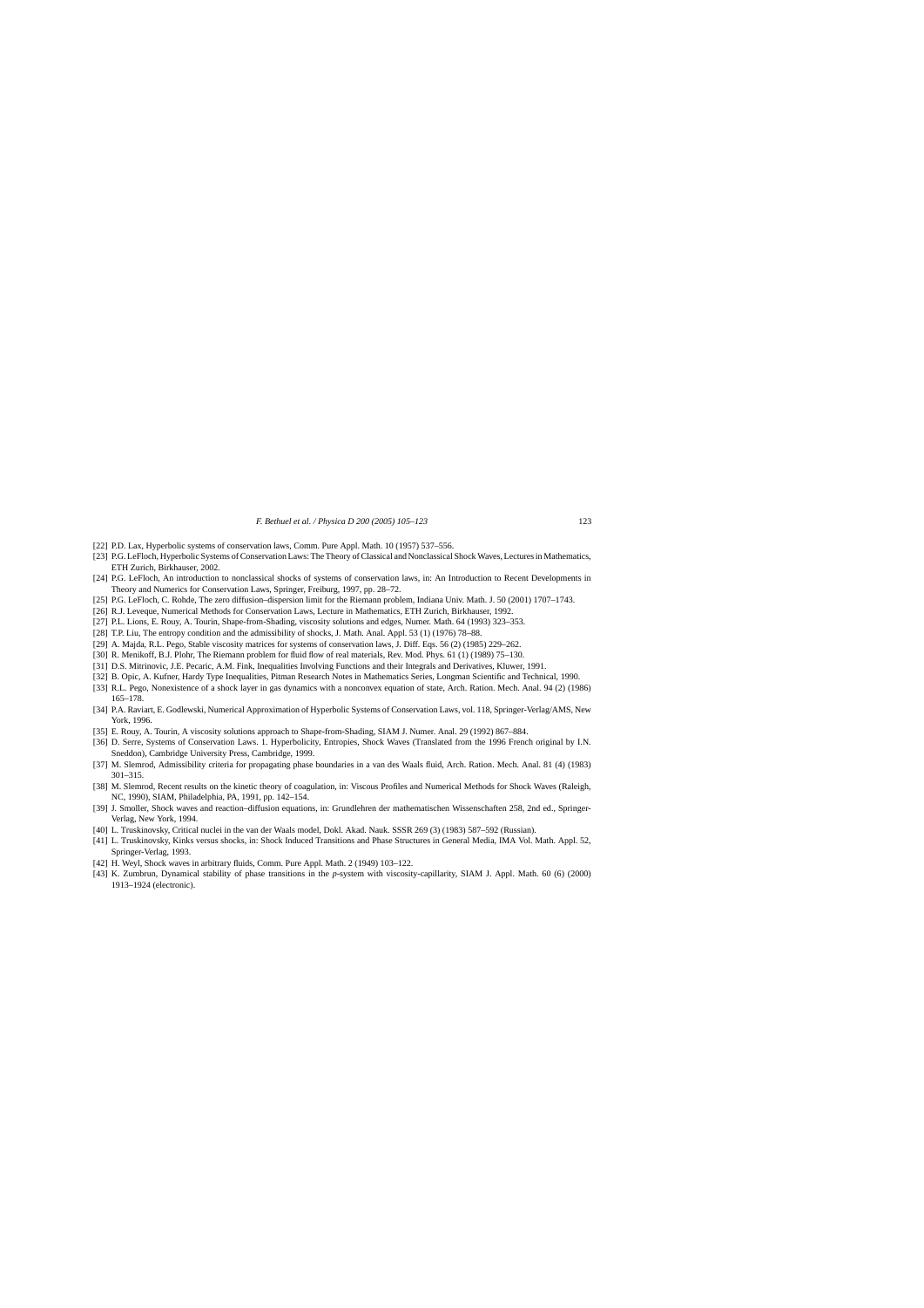[22] P.D. Lax, Hyperbolic systems of conservation laws, Comm. Pure Appl. Math. 10 (1957) 537–556.

[23] P.G. LeFloch, Hyperbolic Systems of Conservation Laws: The Theory of Classical and Nonclassical Shock Waves, Lectures in Mathematics, ETH Zurich, Birkhauser, 2002.

[24] P.G. LeFloch, An introduction to nonclassical shocks of systems of conservation laws, in: An Introduction to Recent Developments in Theory and Numerics for Conservation Laws, Springer, Freiburg, 1997, pp. 28–72.

[25] P.G. LeFloch, C. Rohde, The zero diffusion–dispersion limit for the Riemann problem, Indiana Univ. Math. J. 50 (2001) 1707–1743.

[26] R.J. Leveque, Numerical Methods for Conservation Laws, Lecture in Mathematics, ETH Zurich, Birkhauser, 1992.

[27] P.L. Lions, E. Rouy, A. Tourin, Shape-from-Shading, viscosity solutions and edges, Numer. Math. 64 (1993) 323–353.

[28] T.P. Liu, The entropy condition and the admissibility of shocks, J. Math. Anal. Appl. 53 (1) (1976) 78–88.

[29] A. Majda, R.L. Pego, Stable viscosity matrices for systems of conservation laws, J. Diff. Eqs. 56 (2) (1985) 229–262.

[30] R. Menikoff, B.J. Plohr, The Riemann problem for fluid flow of real materials, Rev. Mod. Phys. 61 (1) (1989) 75–130.

[31] D.S. Mitrinovic, J.E. Pecaric, A.M. Fink, Inequalities Involving Functions and their Integrals and Derivatives, Kluwer, 1991.

[32] B. Opic, A. Kufner, Hardy Type Inequalities, Pitman Research Notes in Mathematics Series, Longman Scientific and Technical, 1990.

[33] R.L. Pego, Nonexistence of a shock layer in gas dynamics with a nonconvex equation of state, Arch. Ration. Mech. Anal. 94 (2) (1986) 165–178.

[34] P.A. Raviart, E. Godlewski, Numerical Approximation of Hyperbolic Systems of Conservation Laws, vol. 118, Springer-Verlag/AMS, New York, 1996.

[35] E. Rouy, A. Tourin, A viscosity solutions approach to Shape-from-Shading, SIAM J. Numer. Anal. 29 (1992) 867–884.

[36] D. Serre, Systems of Conservation Laws. 1. Hyperbolicity, Entropies, Shock Waves (Translated from the 1996 French original by I.N. Sneddon), Cambridge University Press, Cambridge, 1999.

[37] M. Slemrod, Admissibility criteria for propagating phase boundaries in a van des Waals fluid, Arch. Ration. Mech. Anal. 81 (4) (1983) 301–315.

[38] M. Slemrod, Recent results on the kinetic theory of coagulation, in: Viscous Profiles and Numerical Methods for Shock Waves (Raleigh, NC, 1990), SIAM, Philadelphia, PA, 1991, pp. 142–154.

[39] J. Smoller, Shock waves and reaction–diffusion equations, in: Grundlehren der mathematischen Wissenschaften 258, 2nd ed., Springer-Verlag, New York, 1994.

[40] L. Truskinovsky, Critical nuclei in the van der Waals model, Dokl. Akad. Nauk. SSSR 269 (3) (1983) 587–592 (Russian).

[41] L. Truskinovsky, Kinks versus shocks, in: Shock Induced Transitions and Phase Structures in General Media, IMA Vol. Math. Appl. 52, Springer-Verlag, 1993.

[42] H. Weyl, Shock waves in arbitrary fluids, Comm. Pure Appl. Math. 2 (1949) 103–122.

[43] K. Zumbrun, Dynamical stability of phase transitions in the *p*-system with viscosity-capillarity, SIAM J. Appl. Math. 60 (6) (2000) 1913–1924 (electronic).